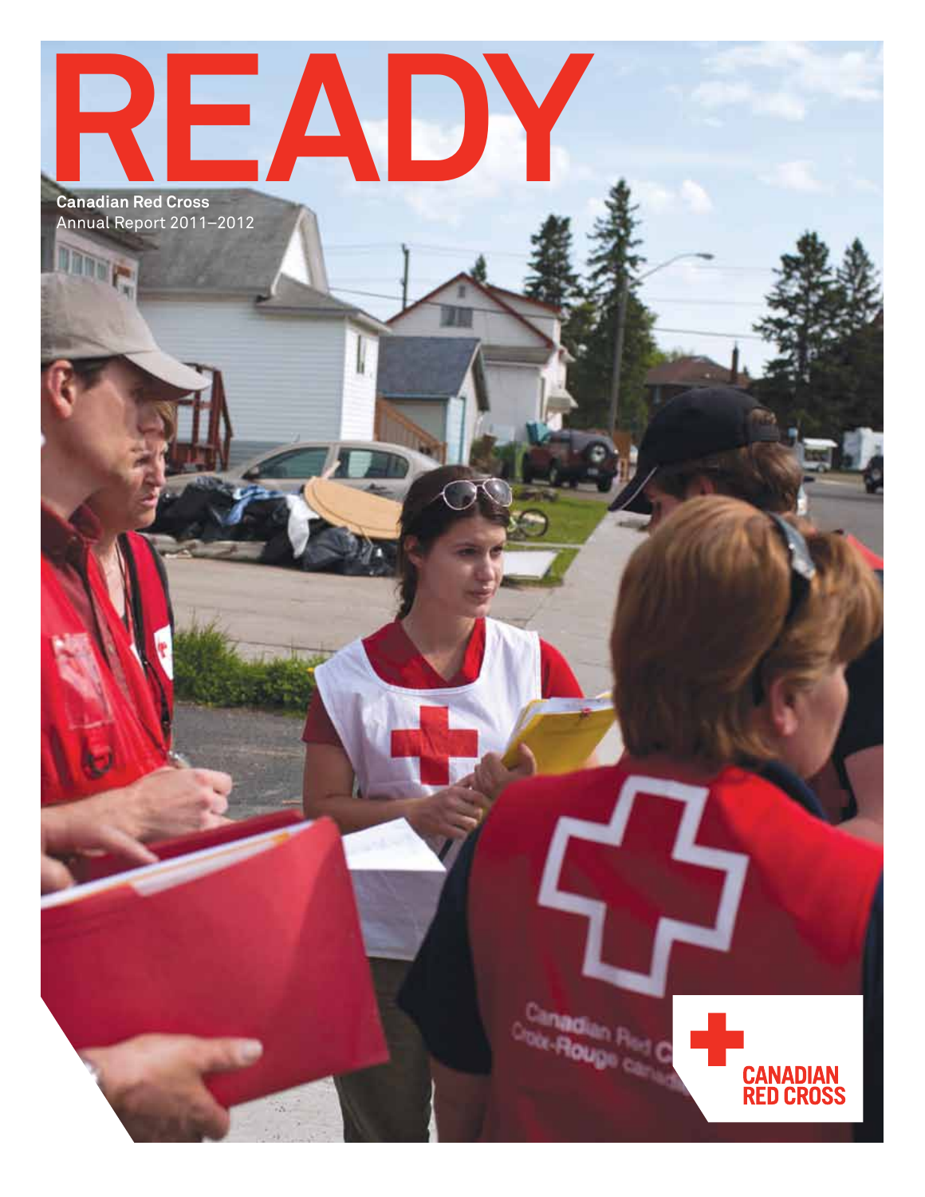# READY

**Canadian Red Cross**
Annual Report 2011–2012

CANADIAN RED CROSS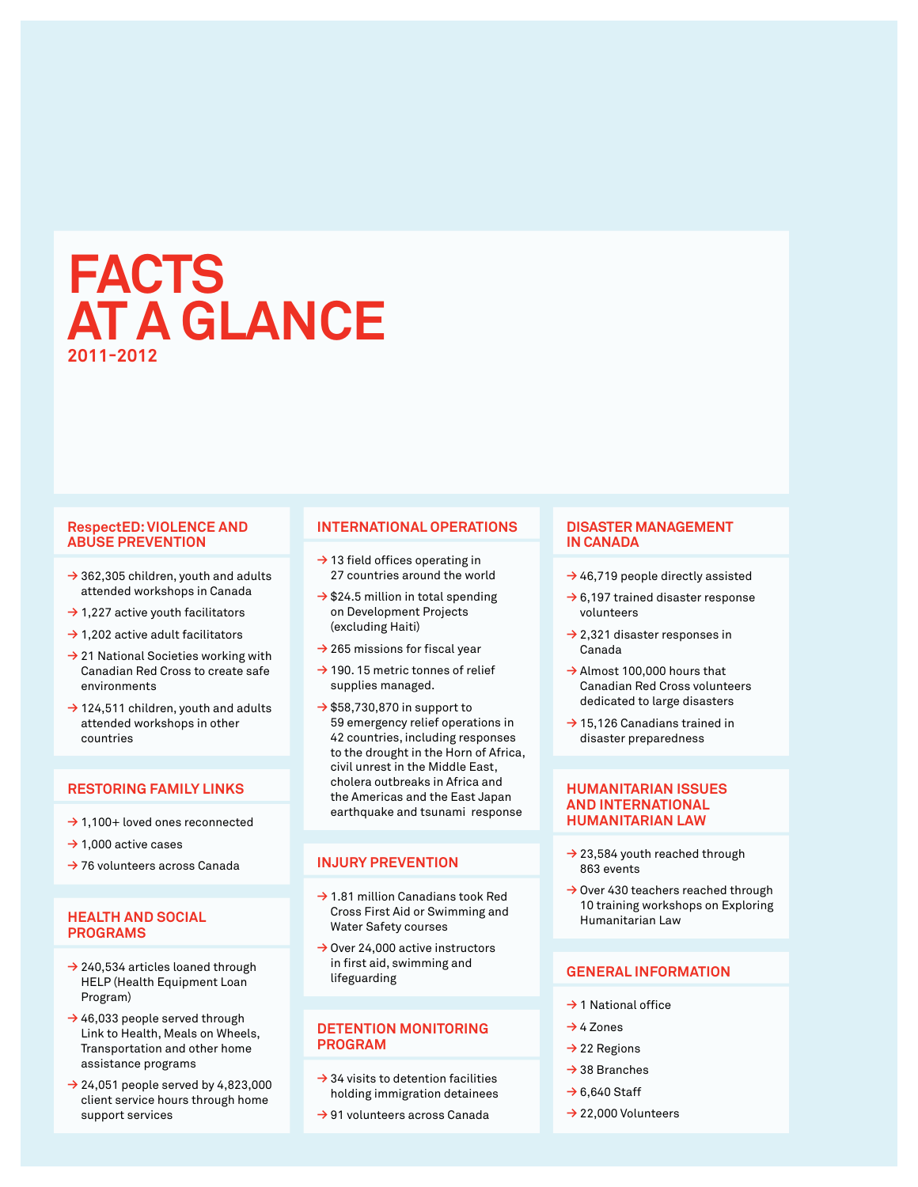# FACTS AT A GLANCE

### 2011-2012

## RespectED: VIOLENCE AND ABUSE PREVENTION

- 362,305 children, youth and adults attended workshops in Canada
- 1,227 active youth facilitators
- 1,202 active adult facilitators
- 21 National Societies working with Canadian Red Cross to create safe environments
- 124,511 children, youth and adults attended workshops in other countries

## RESTORING FAMILY LINKS

- 1,100+ loved ones reconnected
- 1,000 active cases
- 76 volunteers across Canada

## HEALTH AND SOCIAL PROGRAMS

- 240,534 articles loaned through HELP (Health Equipment Loan Program)
- 46,033 people served through Link to Health, Meals on Wheels, Transportation and other home assistance programs
- 24,051 people served by 4,823,000 client service hours through home support services

## INTERNATIONAL OPERATIONS

- 13 field offices operating in 27 countries around the world
- $24.5 million in total spending on Development Projects (excluding Haiti)
- 265 missions for fiscal year
- 190. 15 metric tonnes of relief supplies managed.
- $58,730,870 in support to 59 emergency relief operations in 42 countries, including responses to the drought in the Horn of Africa, civil unrest in the Middle East, cholera outbreaks in Africa and the Americas and the East Japan earthquake and tsunami response

## INJURY PREVENTION

- 1.81 million Canadians took Red Cross First Aid or Swimming and Water Safety courses
- Over 24,000 active instructors in first aid, swimming and lifeguarding

## DETENTION MONITORING PROGRAM

- 34 visits to detention facilities holding immigration detainees
- 91 volunteers across Canada

## DISASTER MANAGEMENT IN CANADA

- 46,719 people directly assisted
- 6,197 trained disaster response volunteers
- 2,321 disaster responses in Canada
- Almost 100,000 hours that Canadian Red Cross volunteers dedicated to large disasters
- 15,126 Canadians trained in disaster preparedness

## HUMANITARIAN ISSUES AND INTERNATIONAL HUMANITARIAN LAW

- 23,584 youth reached through 863 events
- Over 430 teachers reached through 10 training workshops on Exploring Humanitarian Law

## GENERAL INFORMATION

- 1 National office
- 4 Zones
- 22 Regions
- 38 Branches
- 6,640 Staff
- 22,000 Volunteers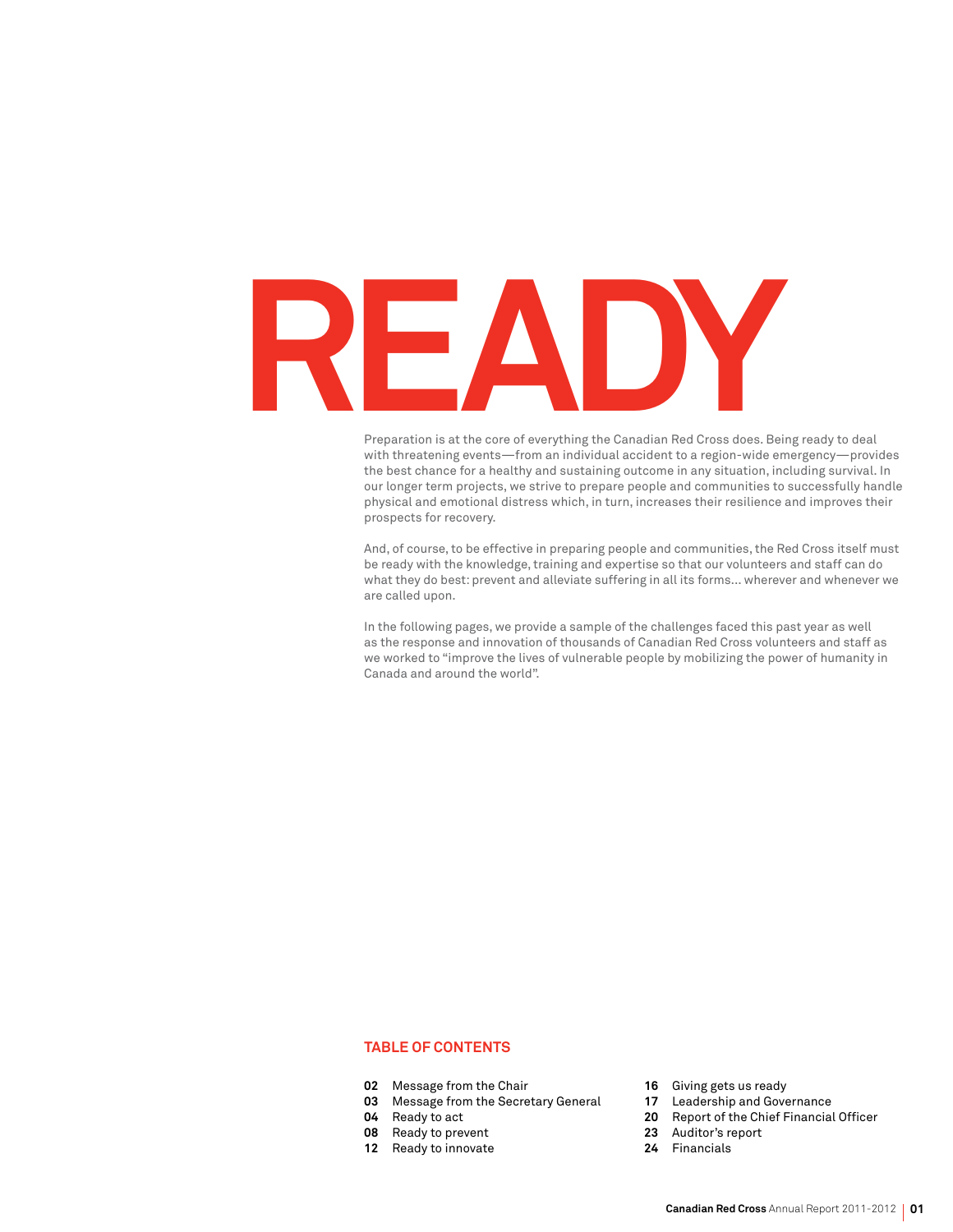# READY

Preparation is at the core of everything the Canadian Red Cross does. Being ready to deal with threatening events—from an individual accident to a region-wide emergency—provides the best chance for a healthy and sustaining outcome in any situation, including survival. In our longer term projects, we strive to prepare people and communities to successfully handle physical and emotional distress which, in turn, increases their resilience and improves their prospects for recovery.

And, of course, to be effective in preparing people and communities, the Red Cross itself must be ready with the knowledge, training and expertise so that our volunteers and staff can do what they do best: prevent and alleviate suffering in all its forms… wherever and whenever we are called upon.

In the following pages, we provide a sample of the challenges faced this past year as well as the response and innovation of thousands of Canadian Red Cross volunteers and staff as we worked to "improve the lives of vulnerable people by mobilizing the power of humanity in Canada and around the world".

## TABLE OF CONTENTS

- **02** Message from the Chair
- **03** Message from the Secretary General
- **04** Ready to act
- **08** Ready to prevent
- **12** Ready to innovate
- **16** Giving gets us ready
- **17** Leadership and Governance
- **20** Report of the Chief Financial Officer
- **23** Auditor's report
- **24** Financials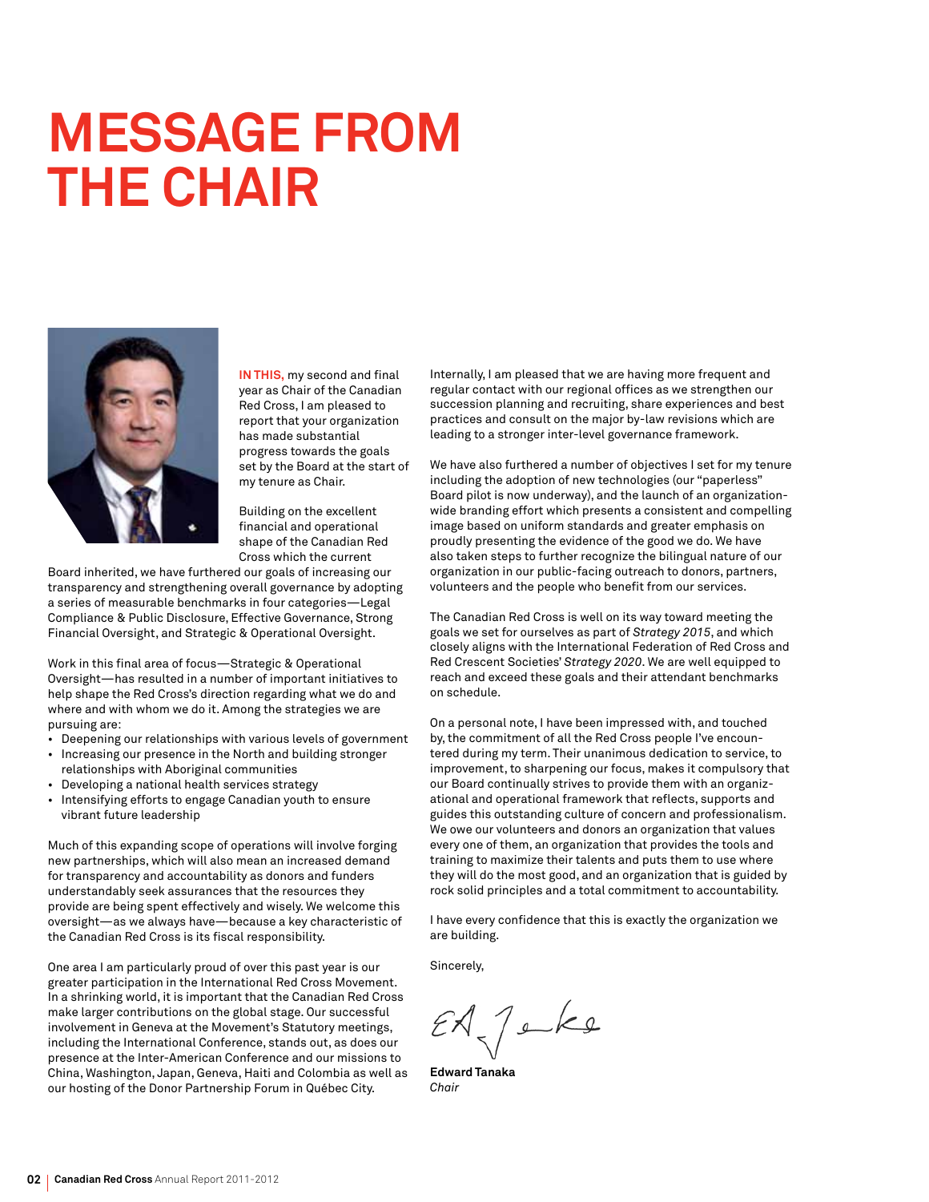# MESSAGE FROM THE CHAIR

**IN THIS,** my second and final year as Chair of the Canadian Red Cross, I am pleased to report that your organization has made substantial progress towards the goals set by the Board at the start of my tenure as Chair.

Building on the excellent financial and operational shape of the Canadian Red Cross which the current Board inherited, we have furthered our goals of increasing our transparency and strengthening overall governance by adopting a series of measurable benchmarks in four categories—Legal Compliance & Public Disclosure, Effective Governance, Strong Financial Oversight, and Strategic & Operational Oversight.

Work in this final area of focus—Strategic & Operational Oversight—has resulted in a number of important initiatives to help shape the Red Cross's direction regarding what we do and where and with whom we do it. Among the strategies we are pursuing are:

- Deepening our relationships with various levels of government
- Increasing our presence in the North and building stronger relationships with Aboriginal communities
- Developing a national health services strategy
- Intensifying efforts to engage Canadian youth to ensure vibrant future leadership

Much of this expanding scope of operations will involve forging new partnerships, which will also mean an increased demand for transparency and accountability as donors and funders understandably seek assurances that the resources they provide are being spent effectively and wisely. We welcome this oversight—as we always have—because a key characteristic of the Canadian Red Cross is its fiscal responsibility.

One area I am particularly proud of over this past year is our greater participation in the International Red Cross Movement. In a shrinking world, it is important that the Canadian Red Cross make larger contributions on the global stage. Our successful involvement in Geneva at the Movement's Statutory meetings, including the International Conference, stands out, as does our presence at the Inter-American Conference and our missions to China, Washington, Japan, Geneva, Haiti and Colombia as well as our hosting of the Donor Partnership Forum in Québec City.

Internally, I am pleased that we are having more frequent and regular contact with our regional offices as we strengthen our succession planning and recruiting, share experiences and best practices and consult on the major by-law revisions which are leading to a stronger inter-level governance framework.

We have also furthered a number of objectives I set for my tenure including the adoption of new technologies (our "paperless" Board pilot is now underway), and the launch of an organization-wide branding effort which presents a consistent and compelling image based on uniform standards and greater emphasis on proudly presenting the evidence of the good we do. We have also taken steps to further recognize the bilingual nature of our organization in our public-facing outreach to donors, partners, volunteers and the people who benefit from our services.

The Canadian Red Cross is well on its way toward meeting the goals we set for ourselves as part of *Strategy 2015*, and which closely aligns with the International Federation of Red Cross and Red Crescent Societies' *Strategy 2020*. We are well equipped to reach and exceed these goals and their attendant benchmarks on schedule.

On a personal note, I have been impressed with, and touched by, the commitment of all the Red Cross people I've encountered during my term. Their unanimous dedication to service, to improvement, to sharpening our focus, makes it compulsory that our Board continually strives to provide them with an organizational and operational framework that reflects, supports and guides this outstanding culture of concern and professionalism. We owe our volunteers and donors an organization that values every one of them, an organization that provides the tools and training to maximize their talents and puts them to use where they will do the most good, and an organization that is guided by rock solid principles and a total commitment to accountability.

I have every confidence that this is exactly the organization we are building.

Sincerely,

**Edward Tanaka**
*Chair*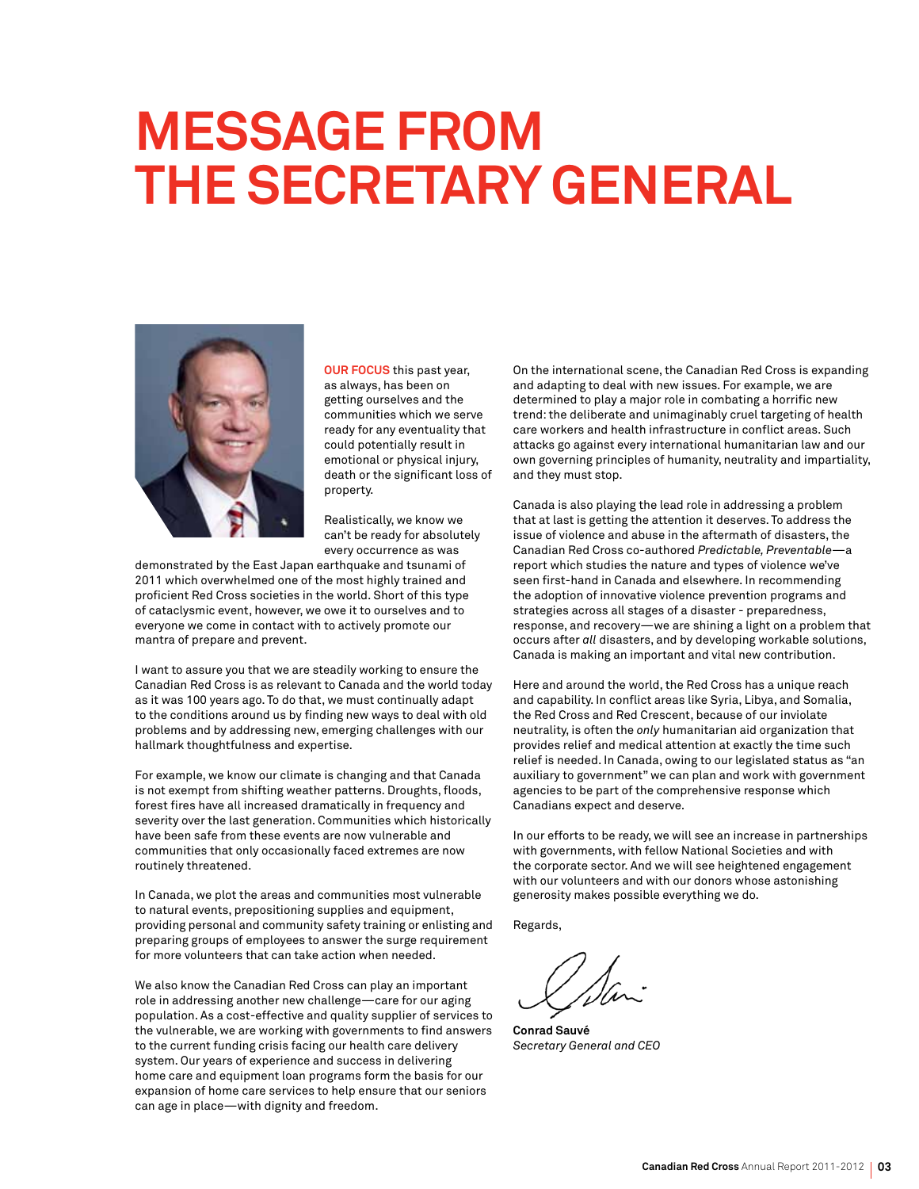# MESSAGE FROM THE SECRETARY GENERAL

**OUR FOCUS** this past year, as always, has been on getting ourselves and the communities which we serve ready for any eventuality that could potentially result in emotional or physical injury, death or the significant loss of property.

Realistically, we know we can't be ready for absolutely every occurrence as was demonstrated by the East Japan earthquake and tsunami of 2011 which overwhelmed one of the most highly trained and proficient Red Cross societies in the world. Short of this type of cataclysmic event, however, we owe it to ourselves and to everyone we come in contact with to actively promote our mantra of prepare and prevent.

I want to assure you that we are steadily working to ensure the Canadian Red Cross is as relevant to Canada and the world today as it was 100 years ago. To do that, we must continually adapt to the conditions around us by finding new ways to deal with old problems and by addressing new, emerging challenges with our hallmark thoughtfulness and expertise.

For example, we know our climate is changing and that Canada is not exempt from shifting weather patterns. Droughts, floods, forest fires have all increased dramatically in frequency and severity over the last generation. Communities which historically have been safe from these events are now vulnerable and communities that only occasionally faced extremes are now routinely threatened.

In Canada, we plot the areas and communities most vulnerable to natural events, prepositioning supplies and equipment, providing personal and community safety training or enlisting and preparing groups of employees to answer the surge requirement for more volunteers that can take action when needed.

We also know the Canadian Red Cross can play an important role in addressing another new challenge—care for our aging population. As a cost-effective and quality supplier of services to the vulnerable, we are working with governments to find answers to the current funding crisis facing our health care delivery system. Our years of experience and success in delivering home care and equipment loan programs form the basis for our expansion of home care services to help ensure that our seniors can age in place—with dignity and freedom.

On the international scene, the Canadian Red Cross is expanding and adapting to deal with new issues. For example, we are determined to play a major role in combating a horrific new trend: the deliberate and unimaginably cruel targeting of health care workers and health infrastructure in conflict areas. Such attacks go against every international humanitarian law and our own governing principles of humanity, neutrality and impartiality, and they must stop.

Canada is also playing the lead role in addressing a problem that at last is getting the attention it deserves. To address the issue of violence and abuse in the aftermath of disasters, the Canadian Red Cross co-authored *Predictable, Preventable*—a report which studies the nature and types of violence we've seen first-hand in Canada and elsewhere. In recommending the adoption of innovative violence prevention programs and strategies across all stages of a disaster - preparedness, response, and recovery—we are shining a light on a problem that occurs after *all* disasters, and by developing workable solutions, Canada is making an important and vital new contribution.

Here and around the world, the Red Cross has a unique reach and capability. In conflict areas like Syria, Libya, and Somalia, the Red Cross and Red Crescent, because of our inviolate neutrality, is often the *only* humanitarian aid organization that provides relief and medical attention at exactly the time such relief is needed. In Canada, owing to our legislated status as "an auxiliary to government" we can plan and work with government agencies to be part of the comprehensive response which Canadians expect and deserve.

In our efforts to be ready, we will see an increase in partnerships with governments, with fellow National Societies and with the corporate sector. And we will see heightened engagement with our volunteers and with our donors whose astonishing generosity makes possible everything we do.

Regards,

**Conrad Sauvé**
*Secretary General and CEO*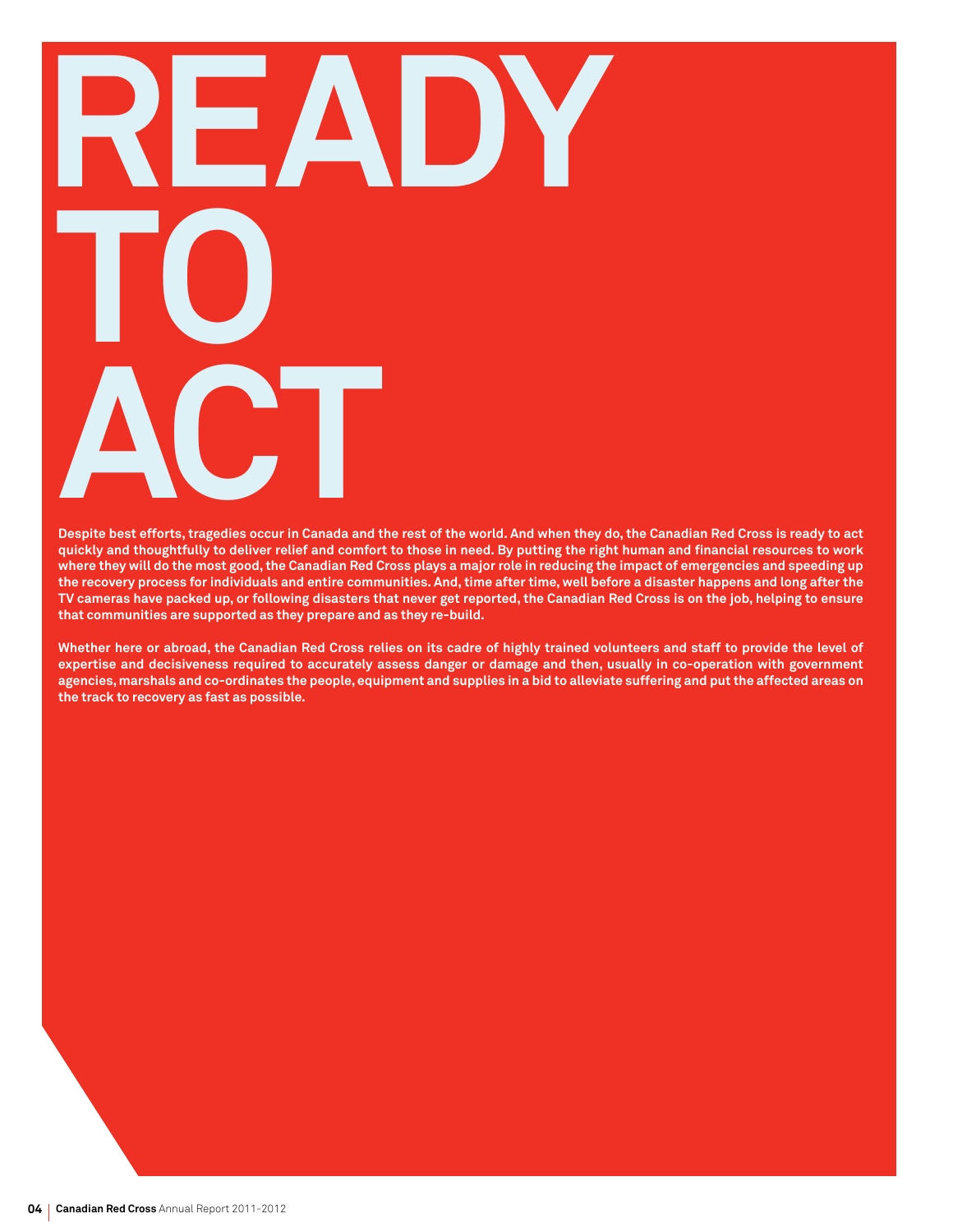# READY TO ACT

**Despite best efforts, tragedies occur in Canada and the rest of the world. And when they do, the Canadian Red Cross is ready to act quickly and thoughtfully to deliver relief and comfort to those in need. By putting the right human and financial resources to work where they will do the most good, the Canadian Red Cross plays a major role in reducing the impact of emergencies and speeding up the recovery process for individuals and entire communities. And, time after time, well before a disaster happens and long after the TV cameras have packed up, or following disasters that never get reported, the Canadian Red Cross is on the job, helping to ensure that communities are supported as they prepare and as they re-build.**

**Whether here or abroad, the Canadian Red Cross relies on its cadre of highly trained volunteers and staff to provide the level of expertise and decisiveness required to accurately assess danger or damage and then, usually in co-operation with government agencies, marshals and co-ordinates the people, equipment and supplies in a bid to alleviate suffering and put the affected areas on the track to recovery as fast as possible.**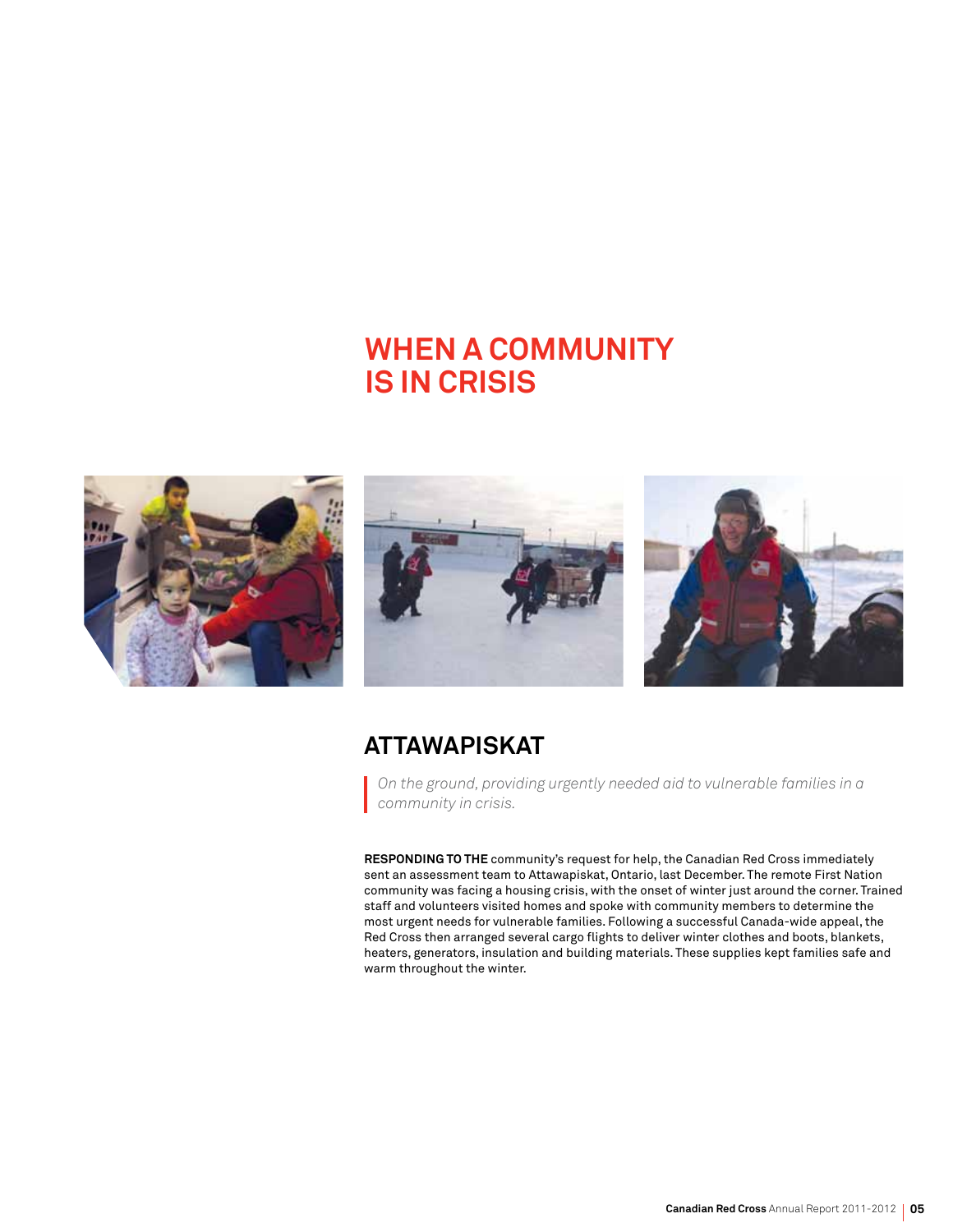# WHEN A COMMUNITY IS IN CRISIS

## ATTAWAPISKAT

> *On the ground, providing urgently needed aid to vulnerable families in a community in crisis.*

**RESPONDING TO THE** community's request for help, the Canadian Red Cross immediately sent an assessment team to Attawapiskat, Ontario, last December. The remote First Nation community was facing a housing crisis, with the onset of winter just around the corner. Trained staff and volunteers visited homes and spoke with community members to determine the most urgent needs for vulnerable families. Following a successful Canada-wide appeal, the Red Cross then arranged several cargo flights to deliver winter clothes and boots, blankets, heaters, generators, insulation and building materials. These supplies kept families safe and warm throughout the winter.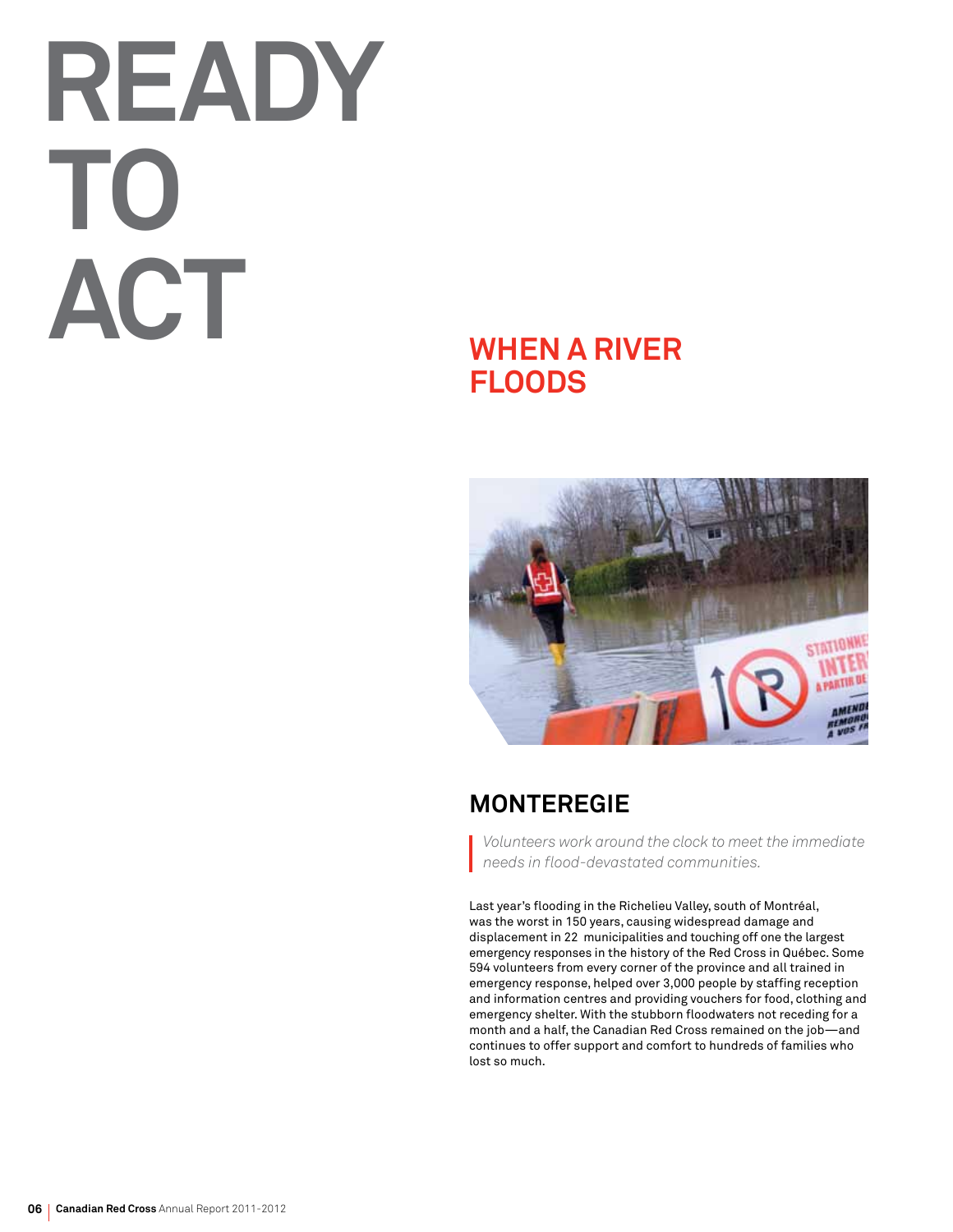# READY TO ACT

## WHEN A RIVER FLOODS

## MONTEREGIE

*Volunteers work around the clock to meet the immediate needs in flood-devastated communities.*

Last year's flooding in the Richelieu Valley, south of Montréal, was the worst in 150 years, causing widespread damage and displacement in 22 municipalities and touching off one the largest emergency responses in the history of the Red Cross in Québec. Some 594 volunteers from every corner of the province and all trained in emergency response, helped over 3,000 people by staffing reception and information centres and providing vouchers for food, clothing and emergency shelter. With the stubborn floodwaters not receding for a month and a half, the Canadian Red Cross remained on the job—and continues to offer support and comfort to hundreds of families who lost so much.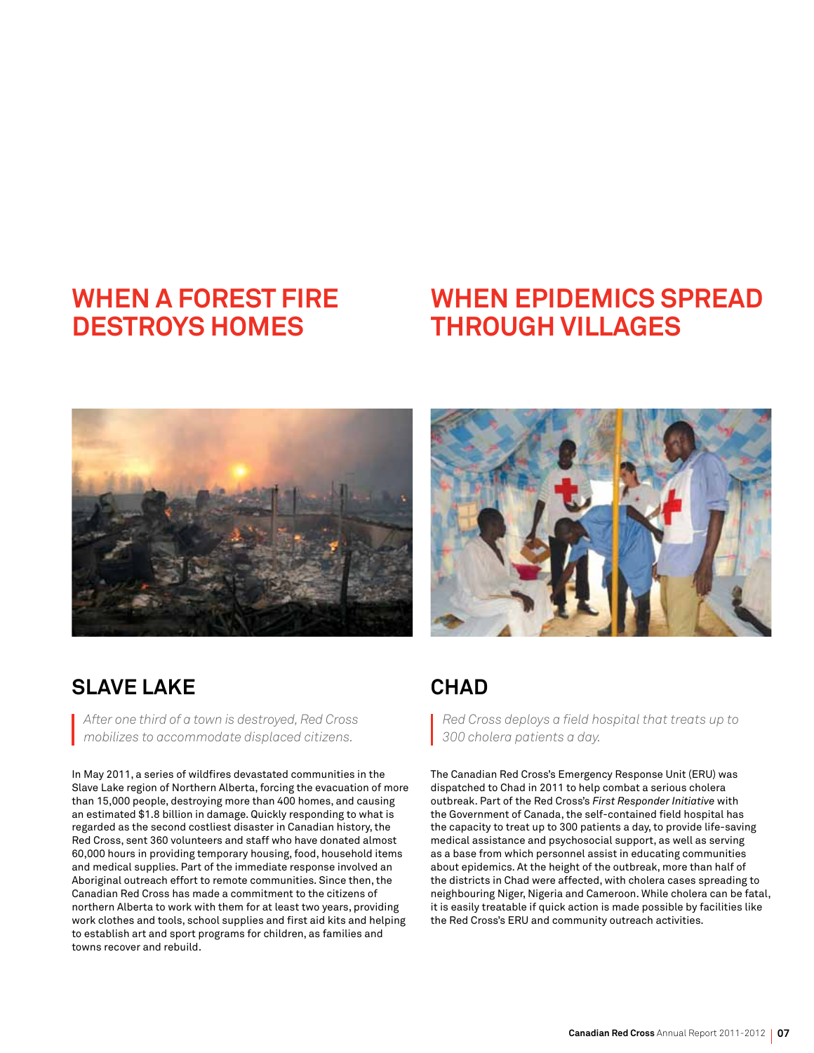## WHEN A FOREST FIRE DESTROYS HOMES

### SLAVE LAKE

*After one third of a town is destroyed, Red Cross mobilizes to accommodate displaced citizens.*

In May 2011, a series of wildfires devastated communities in the Slave Lake region of Northern Alberta, forcing the evacuation of more than 15,000 people, destroying more than 400 homes, and causing an estimated $1.8 billion in damage. Quickly responding to what is regarded as the second costliest disaster in Canadian history, the Red Cross, sent 360 volunteers and staff who have donated almost 60,000 hours in providing temporary housing, food, household items and medical supplies. Part of the immediate response involved an Aboriginal outreach effort to remote communities. Since then, the Canadian Red Cross has made a commitment to the citizens of northern Alberta to work with them for at least two years, providing work clothes and tools, school supplies and first aid kits and helping to establish art and sport programs for children, as families and towns recover and rebuild.

## WHEN EPIDEMICS SPREAD THROUGH VILLAGES

### CHAD

*Red Cross deploys a field hospital that treats up to 300 cholera patients a day.*

The Canadian Red Cross's Emergency Response Unit (ERU) was dispatched to Chad in 2011 to help combat a serious cholera outbreak. Part of the Red Cross's *First Responder Initiative* with the Government of Canada, the self-contained field hospital has the capacity to treat up to 300 patients a day, to provide life-saving medical assistance and psychosocial support, as well as serving as a base from which personnel assist in educating communities about epidemics. At the height of the outbreak, more than half of the districts in Chad were affected, with cholera cases spreading to neighbouring Niger, Nigeria and Cameroon. While cholera can be fatal, it is easily treatable if quick action is made possible by facilities like the Red Cross's ERU and community outreach activities.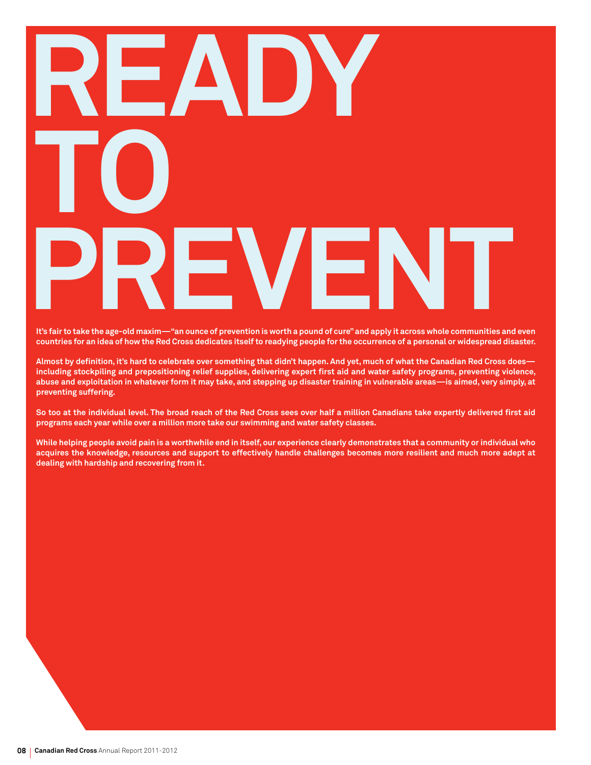# READY TO PREVENT

**It's fair to take the age-old maxim—"an ounce of prevention is worth a pound of cure" and apply it across whole communities and even countries for an idea of how the Red Cross dedicates itself to readying people for the occurrence of a personal or widespread disaster.**

**Almost by definition, it's hard to celebrate over something that didn't happen. And yet, much of what the Canadian Red Cross does—including stockpiling and prepositioning relief supplies, delivering expert first aid and water safety programs, preventing violence, abuse and exploitation in whatever form it may take, and stepping up disaster training in vulnerable areas—is aimed, very simply, at preventing suffering.**

**So too at the individual level. The broad reach of the Red Cross sees over half a million Canadians take expertly delivered first aid programs each year while over a million more take our swimming and water safety classes.**

**While helping people avoid pain is a worthwhile end in itself, our experience clearly demonstrates that a community or individual who acquires the knowledge, resources and support to effectively handle challenges becomes more resilient and much more adept at dealing with hardship and recovering from it.**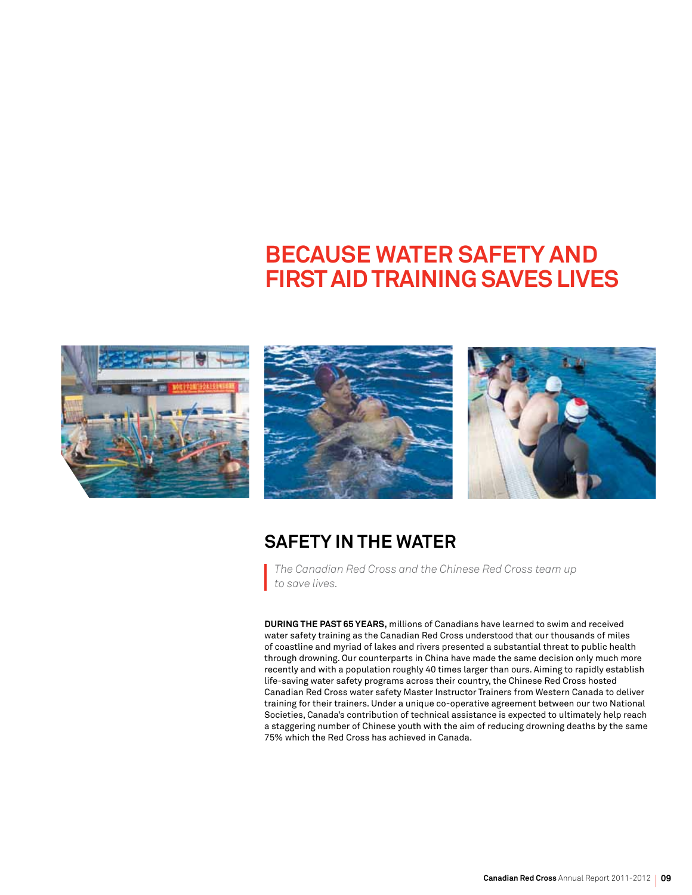# BECAUSE WATER SAFETY AND FIRST AID TRAINING SAVES LIVES

## SAFETY IN THE WATER

*The Canadian Red Cross and the Chinese Red Cross team up to save lives.*

**DURING THE PAST 65 YEARS,** millions of Canadians have learned to swim and received water safety training as the Canadian Red Cross understood that our thousands of miles of coastline and myriad of lakes and rivers presented a substantial threat to public health through drowning. Our counterparts in China have made the same decision only much more recently and with a population roughly 40 times larger than ours. Aiming to rapidly establish life-saving water safety programs across their country, the Chinese Red Cross hosted Canadian Red Cross water safety Master Instructor Trainers from Western Canada to deliver training for their trainers. Under a unique co-operative agreement between our two National Societies, Canada's contribution of technical assistance is expected to ultimately help reach a staggering number of Chinese youth with the aim of reducing drowning deaths by the same 75% which the Red Cross has achieved in Canada.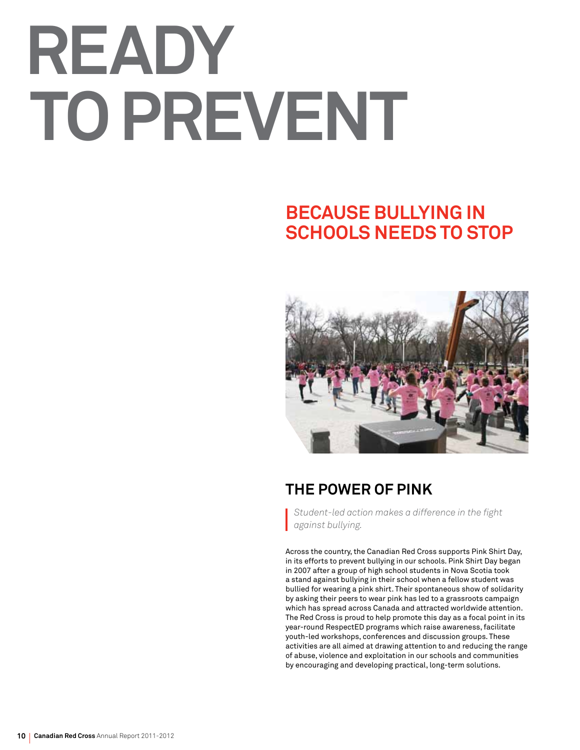# READY TO PREVENT

## BECAUSE BULLYING IN SCHOOLS NEEDS TO STOP

### THE POWER OF PINK

> *Student-led action makes a difference in the fight against bullying.*

Across the country, the Canadian Red Cross supports Pink Shirt Day, in its efforts to prevent bullying in our schools. Pink Shirt Day began in 2007 after a group of high school students in Nova Scotia took a stand against bullying in their school when a fellow student was bullied for wearing a pink shirt. Their spontaneous show of solidarity by asking their peers to wear pink has led to a grassroots campaign which has spread across Canada and attracted worldwide attention. The Red Cross is proud to help promote this day as a focal point in its year-round RespectED programs which raise awareness, facilitate youth-led workshops, conferences and discussion groups. These activities are all aimed at drawing attention to and reducing the range of abuse, violence and exploitation in our schools and communities by encouraging and developing practical, long-term solutions.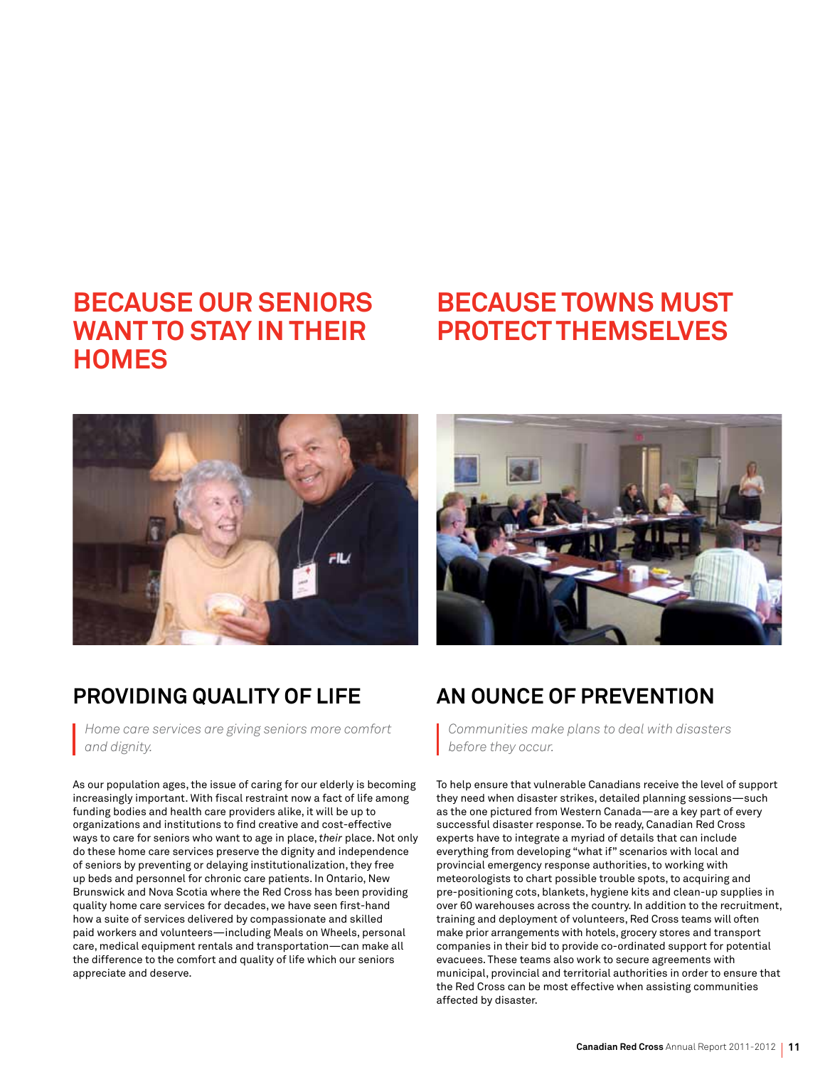# BECAUSE OUR SENIORS WANT TO STAY IN THEIR HOMES

## PROVIDING QUALITY OF LIFE

*Home care services are giving seniors more comfort and dignity.*

As our population ages, the issue of caring for our elderly is becoming increasingly important. With fiscal restraint now a fact of life among funding bodies and health care providers alike, it will be up to organizations and institutions to find creative and cost-effective ways to care for seniors who want to age in place, *their* place. Not only do these home care services preserve the dignity and independence of seniors by preventing or delaying institutionalization, they free up beds and personnel for chronic care patients. In Ontario, New Brunswick and Nova Scotia where the Red Cross has been providing quality home care services for decades, we have seen first-hand how a suite of services delivered by compassionate and skilled paid workers and volunteers—including Meals on Wheels, personal care, medical equipment rentals and transportation—can make all the difference to the comfort and quality of life which our seniors appreciate and deserve.

# BECAUSE TOWNS MUST PROTECT THEMSELVES

## AN OUNCE OF PREVENTION

*Communities make plans to deal with disasters before they occur.*

To help ensure that vulnerable Canadians receive the level of support they need when disaster strikes, detailed planning sessions—such as the one pictured from Western Canada—are a key part of every successful disaster response. To be ready, Canadian Red Cross experts have to integrate a myriad of details that can include everything from developing "what if" scenarios with local and provincial emergency response authorities, to working with meteorologists to chart possible trouble spots, to acquiring and pre-positioning cots, blankets, hygiene kits and clean-up supplies in over 60 warehouses across the country. In addition to the recruitment, training and deployment of volunteers, Red Cross teams will often make prior arrangements with hotels, grocery stores and transport companies in their bid to provide co-ordinated support for potential evacuees. These teams also work to secure agreements with municipal, provincial and territorial authorities in order to ensure that the Red Cross can be most effective when assisting communities affected by disaster.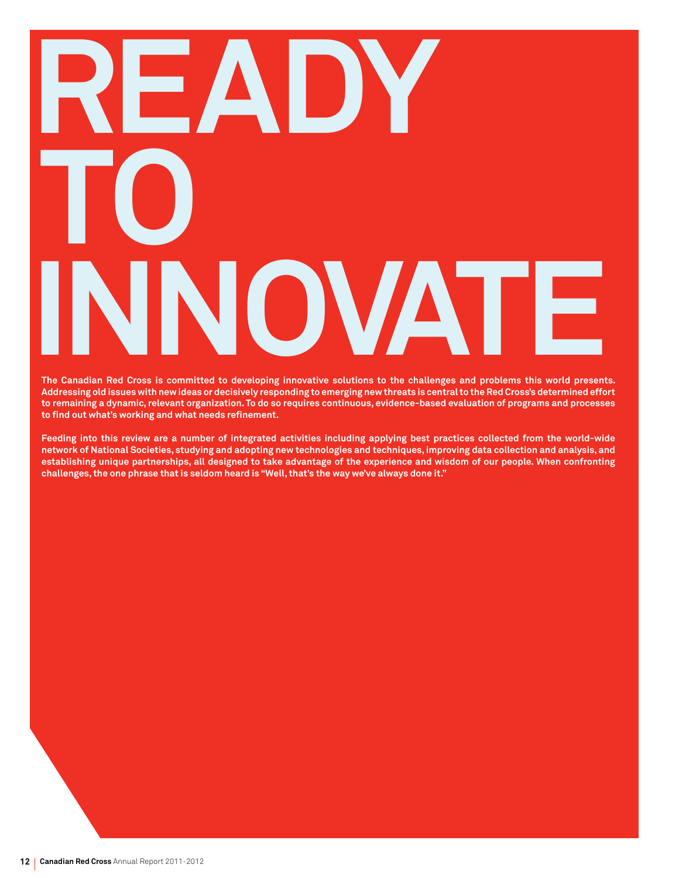# READY TO INNOVATE

**The Canadian Red Cross is committed to developing innovative solutions to the challenges and problems this world presents. Addressing old issues with new ideas or decisively responding to emerging new threats is central to the Red Cross's determined effort to remaining a dynamic, relevant organization. To do so requires continuous, evidence-based evaluation of programs and processes to find out what's working and what needs refinement.**

**Feeding into this review are a number of integrated activities including applying best practices collected from the world-wide network of National Societies, studying and adopting new technologies and techniques, improving data collection and analysis, and establishing unique partnerships, all designed to take advantage of the experience and wisdom of our people. When confronting challenges, the one phrase that is seldom heard is "Well, that's the way we've always done it."**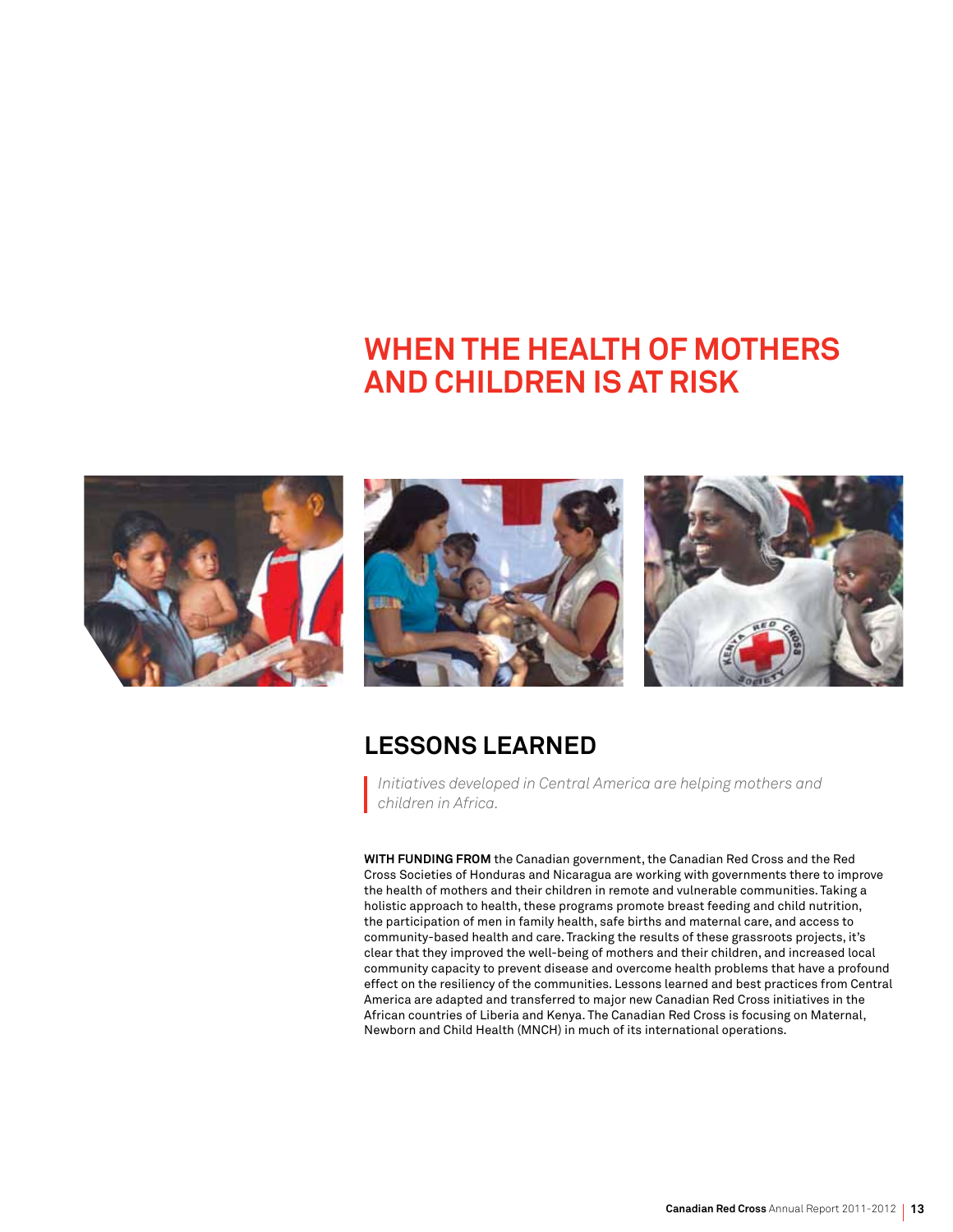# WHEN THE HEALTH OF MOTHERS AND CHILDREN IS AT RISK

## LESSONS LEARNED

*Initiatives developed in Central America are helping mothers and children in Africa.*

**WITH FUNDING FROM** the Canadian government, the Canadian Red Cross and the Red Cross Societies of Honduras and Nicaragua are working with governments there to improve the health of mothers and their children in remote and vulnerable communities. Taking a holistic approach to health, these programs promote breast feeding and child nutrition, the participation of men in family health, safe births and maternal care, and access to community-based health and care. Tracking the results of these grassroots projects, it's clear that they improved the well-being of mothers and their children, and increased local community capacity to prevent disease and overcome health problems that have a profound effect on the resiliency of the communities. Lessons learned and best practices from Central America are adapted and transferred to major new Canadian Red Cross initiatives in the African countries of Liberia and Kenya. The Canadian Red Cross is focusing on Maternal, Newborn and Child Health (MNCH) in much of its international operations.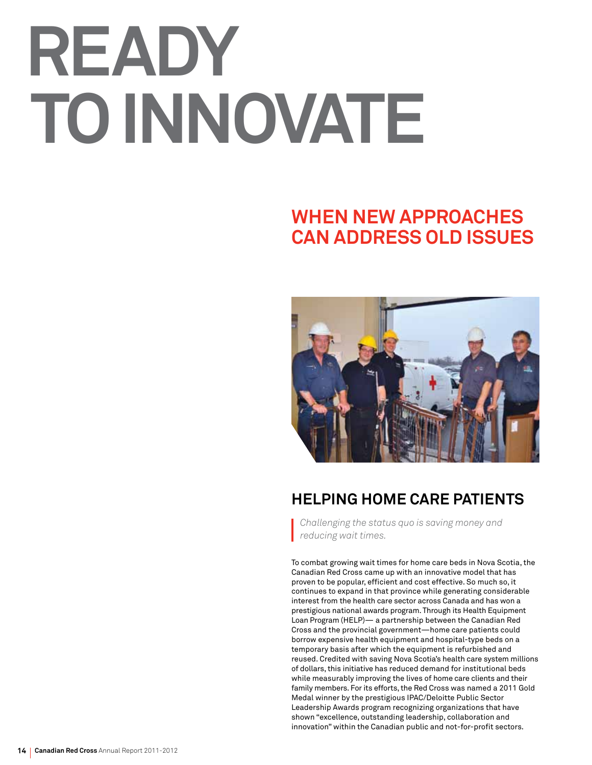# READY TO INNOVATE

## WHEN NEW APPROACHES CAN ADDRESS OLD ISSUES

## HELPING HOME CARE PATIENTS

*Challenging the status quo is saving money and reducing wait times.*

To combat growing wait times for home care beds in Nova Scotia, the Canadian Red Cross came up with an innovative model that has proven to be popular, efficient and cost effective. So much so, it continues to expand in that province while generating considerable interest from the health care sector across Canada and has won a prestigious national awards program. Through its Health Equipment Loan Program (HELP)— a partnership between the Canadian Red Cross and the provincial government—home care patients could borrow expensive health equipment and hospital-type beds on a temporary basis after which the equipment is refurbished and reused. Credited with saving Nova Scotia's health care system millions of dollars, this initiative has reduced demand for institutional beds while measurably improving the lives of home care clients and their family members. For its efforts, the Red Cross was named a 2011 Gold Medal winner by the prestigious IPAC/Deloitte Public Sector Leadership Awards program recognizing organizations that have shown "excellence, outstanding leadership, collaboration and innovation" within the Canadian public and not-for-profit sectors.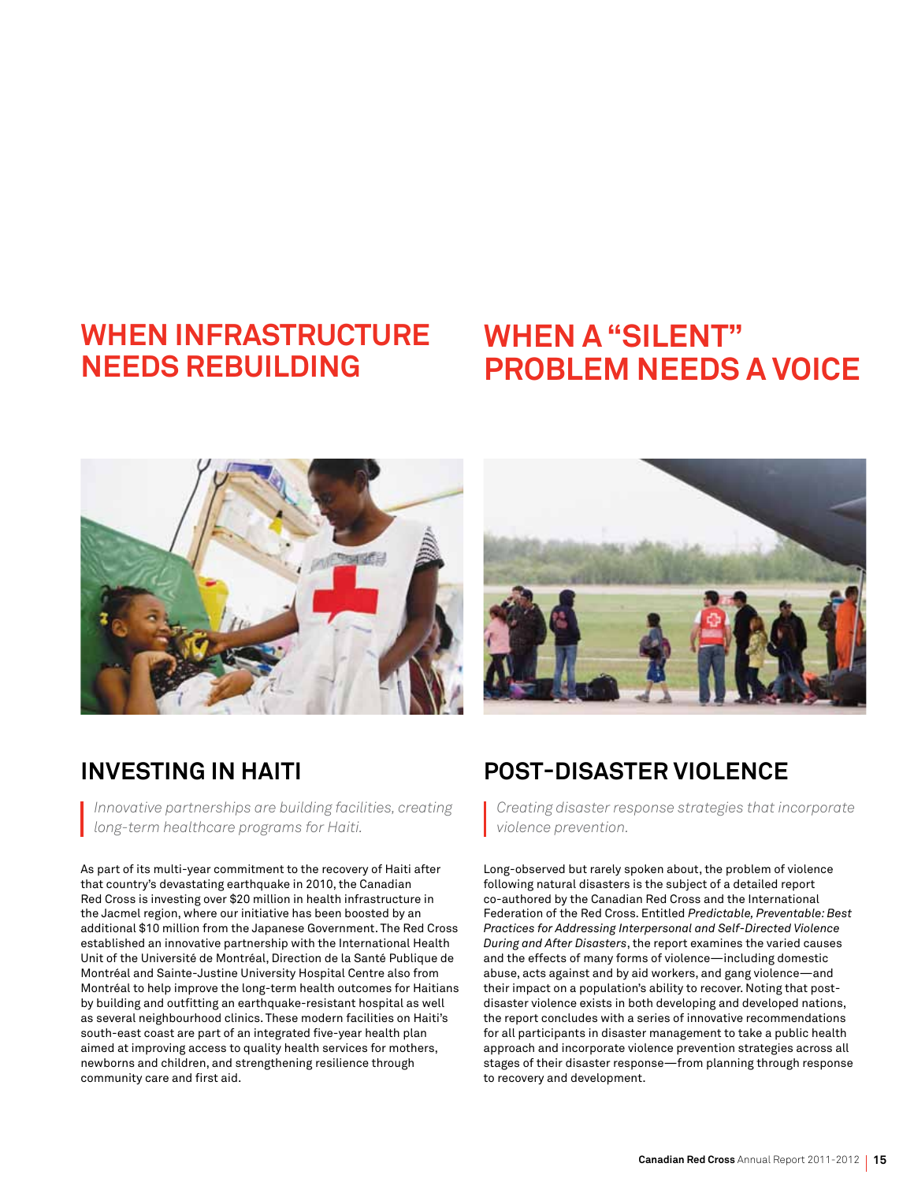## WHEN INFRASTRUCTURE NEEDS REBUILDING

### INVESTING IN HAITI

*Innovative partnerships are building facilities, creating long-term healthcare programs for Haiti.*

As part of its multi-year commitment to the recovery of Haiti after that country's devastating earthquake in 2010, the Canadian Red Cross is investing over $20 million in health infrastructure in the Jacmel region, where our initiative has been boosted by an additional $10 million from the Japanese Government. The Red Cross established an innovative partnership with the International Health Unit of the Université de Montréal, Direction de la Santé Publique de Montréal and Sainte-Justine University Hospital Centre also from Montréal to help improve the long-term health outcomes for Haitians by building and outfitting an earthquake-resistant hospital as well as several neighbourhood clinics. These modern facilities on Haiti's south-east coast are part of an integrated five-year health plan aimed at improving access to quality health services for mothers, newborns and children, and strengthening resilience through community care and first aid.

## WHEN A "SILENT" PROBLEM NEEDS A VOICE

### POST-DISASTER VIOLENCE

*Creating disaster response strategies that incorporate violence prevention.*

Long-observed but rarely spoken about, the problem of violence following natural disasters is the subject of a detailed report co-authored by the Canadian Red Cross and the International Federation of the Red Cross. Entitled *Predictable, Preventable: Best Practices for Addressing Interpersonal and Self-Directed Violence During and After Disasters*, the report examines the varied causes and the effects of many forms of violence—including domestic abuse, acts against and by aid workers, and gang violence—and their impact on a population's ability to recover. Noting that post-disaster violence exists in both developing and developed nations, the report concludes with a series of innovative recommendations for all participants in disaster management to take a public health approach and incorporate violence prevention strategies across all stages of their disaster response—from planning through response to recovery and development.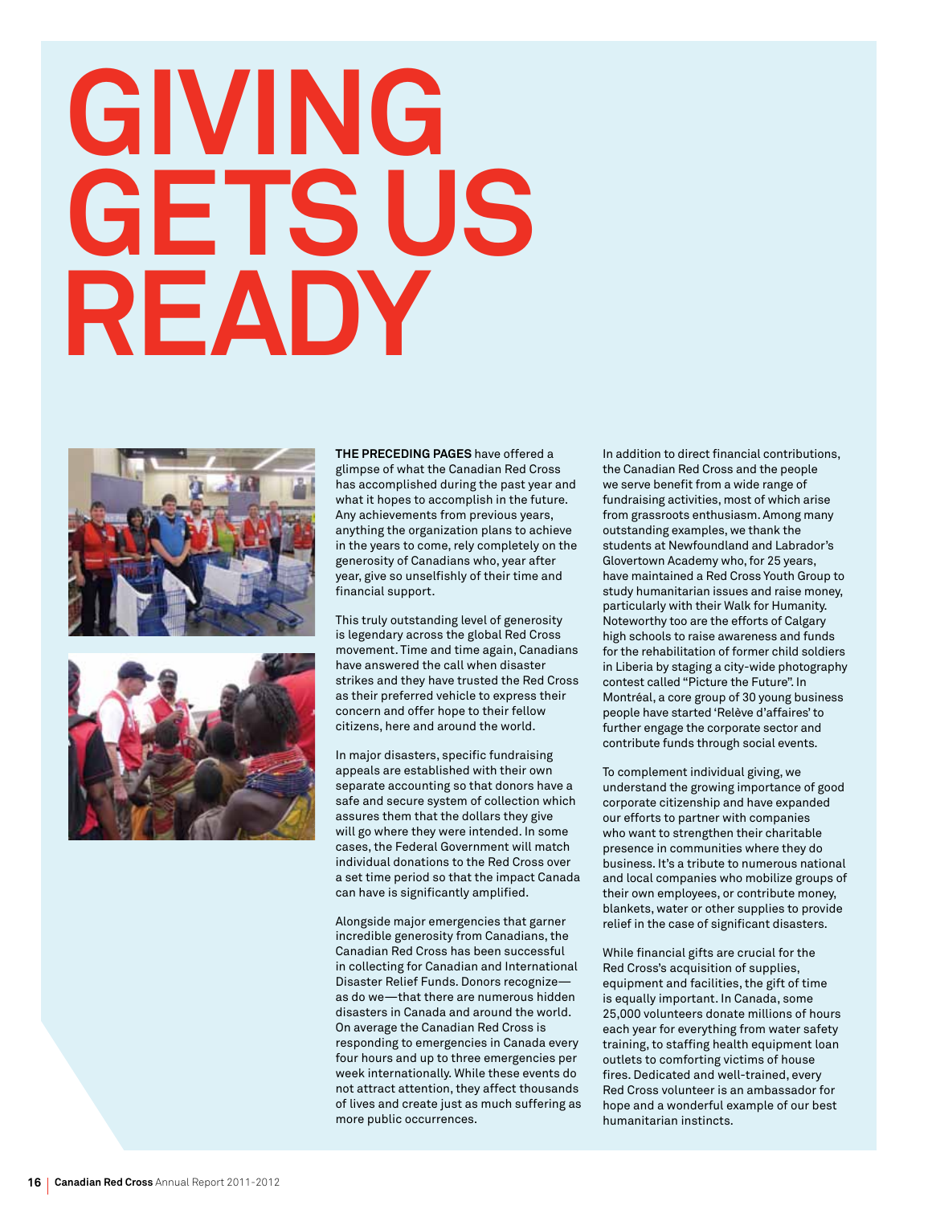# GIVING GETS US READY

**THE PRECEDING PAGES** have offered a glimpse of what the Canadian Red Cross has accomplished during the past year and what it hopes to accomplish in the future. Any achievements from previous years, anything the organization plans to achieve in the years to come, rely completely on the generosity of Canadians who, year after year, give so unselfishly of their time and financial support.

This truly outstanding level of generosity is legendary across the global Red Cross movement. Time and time again, Canadians have answered the call when disaster strikes and they have trusted the Red Cross as their preferred vehicle to express their concern and offer hope to their fellow citizens, here and around the world.

In major disasters, specific fundraising appeals are established with their own separate accounting so that donors have a safe and secure system of collection which assures them that the dollars they give will go where they were intended. In some cases, the Federal Government will match individual donations to the Red Cross over a set time period so that the impact Canada can have is significantly amplified.

Alongside major emergencies that garner incredible generosity from Canadians, the Canadian Red Cross has been successful in collecting for Canadian and International Disaster Relief Funds. Donors recognize—as do we—that there are numerous hidden disasters in Canada and around the world. On average the Canadian Red Cross is responding to emergencies in Canada every four hours and up to three emergencies per week internationally. While these events do not attract attention, they affect thousands of lives and create just as much suffering as more public occurrences.

In addition to direct financial contributions, the Canadian Red Cross and the people we serve benefit from a wide range of fundraising activities, most of which arise from grassroots enthusiasm. Among many outstanding examples, we thank the students at Newfoundland and Labrador's Glovertown Academy who, for 25 years, have maintained a Red Cross Youth Group to study humanitarian issues and raise money, particularly with their Walk for Humanity. Noteworthy too are the efforts of Calgary high schools to raise awareness and funds for the rehabilitation of former child soldiers in Liberia by staging a city-wide photography contest called "Picture the Future". In Montréal, a core group of 30 young business people have started 'Relève d'affaires' to further engage the corporate sector and contribute funds through social events.

To complement individual giving, we understand the growing importance of good corporate citizenship and have expanded our efforts to partner with companies who want to strengthen their charitable presence in communities where they do business. It's a tribute to numerous national and local companies who mobilize groups of their own employees, or contribute money, blankets, water or other supplies to provide relief in the case of significant disasters.

While financial gifts are crucial for the Red Cross's acquisition of supplies, equipment and facilities, the gift of time is equally important. In Canada, some 25,000 volunteers donate millions of hours each year for everything from water safety training, to staffing health equipment loan outlets to comforting victims of house fires. Dedicated and well-trained, every Red Cross volunteer is an ambassador for hope and a wonderful example of our best humanitarian instincts.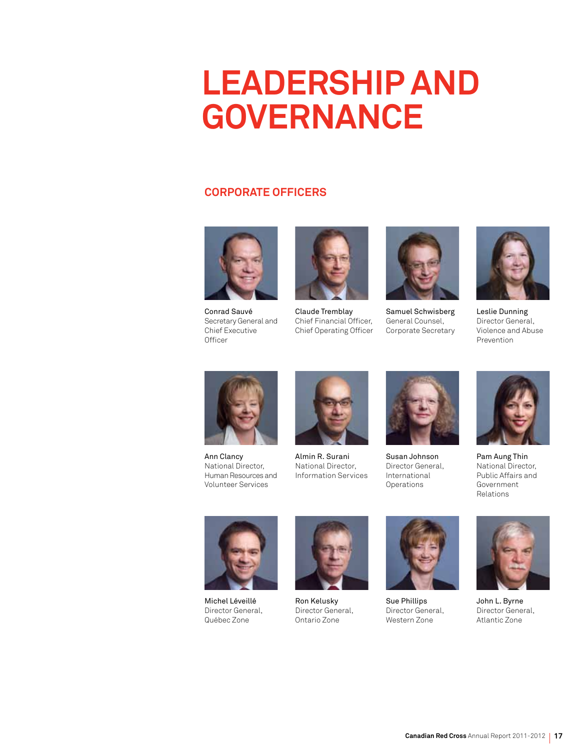# LEADERSHIP AND GOVERNANCE

## CORPORATE OFFICERS

**Conrad Sauvé**
Secretary General and Chief Executive Officer

**Claude Tremblay**
Chief Financial Officer, Chief Operating Officer

**Samuel Schwisberg**
General Counsel, Corporate Secretary

**Leslie Dunning**
Director General, Violence and Abuse Prevention

**Ann Clancy**
National Director, Human Resources and Volunteer Services

**Almin R. Surani**
National Director, Information Services

**Susan Johnson**
Director General, International Operations

**Pam Aung Thin**
National Director, Public Affairs and Government Relations

**Michel Léveillé**
Director General, Québec Zone

**Ron Kelusky**
Director General, Ontario Zone

**Sue Phillips**
Director General, Western Zone

**John L. Byrne**
Director General, Atlantic Zone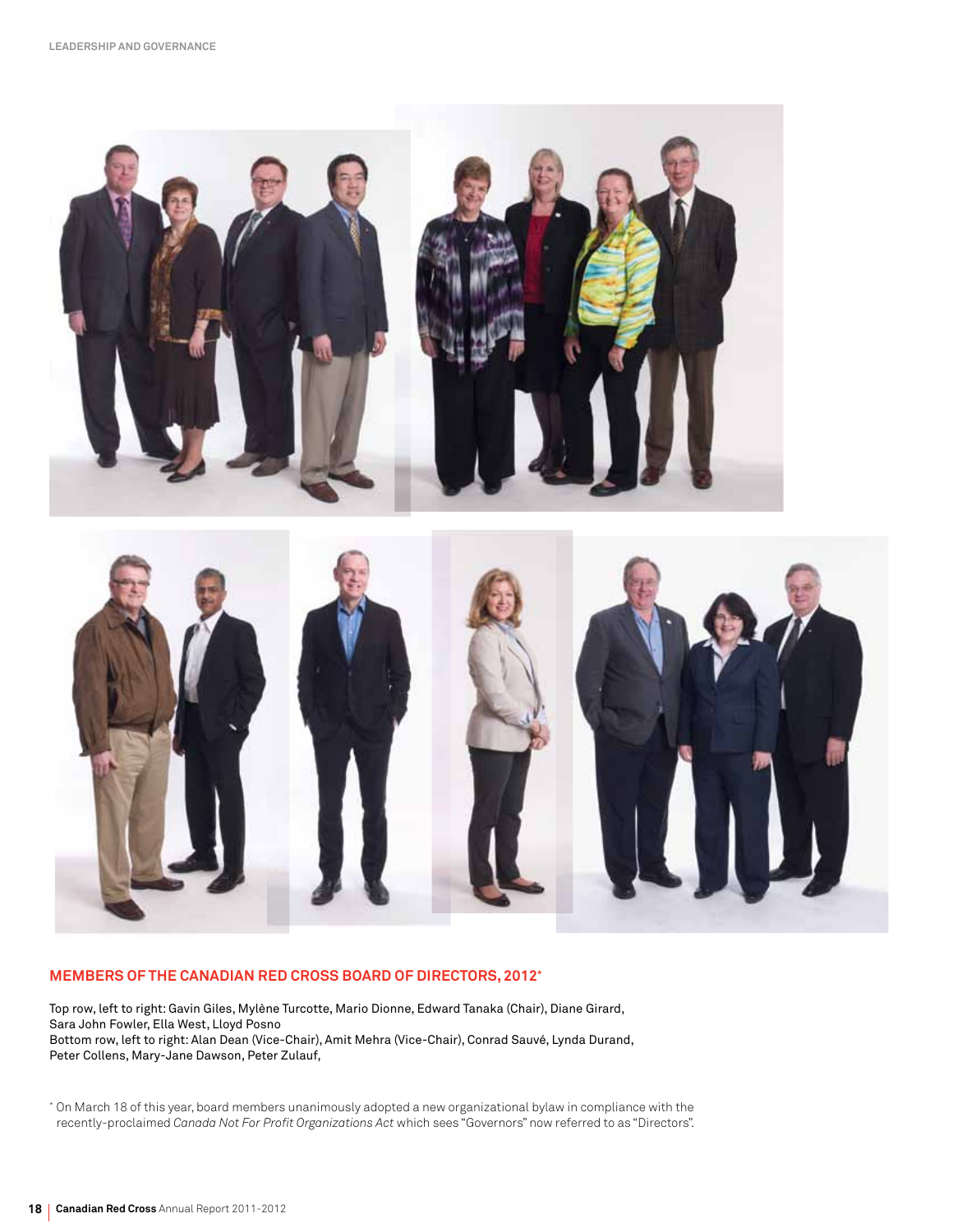## MEMBERS OF THE CANADIAN RED CROSS BOARD OF DIRECTORS, 2012*

Top row, left to right: Gavin Giles, Mylène Turcotte, Mario Dionne, Edward Tanaka (Chair), Diane Girard, Sara John Fowler, Ella West, Lloyd Posno
Bottom row, left to right: Alan Dean (Vice-Chair), Amit Mehra (Vice-Chair), Conrad Sauvé, Lynda Durand, Peter Collens, Mary-Jane Dawson, Peter Zulauf,

* On March 18 of this year, board members unanimously adopted a new organizational bylaw in compliance with the recently-proclaimed *Canada Not For Profit Organizations Act* which sees "Governors" now referred to as "Directors".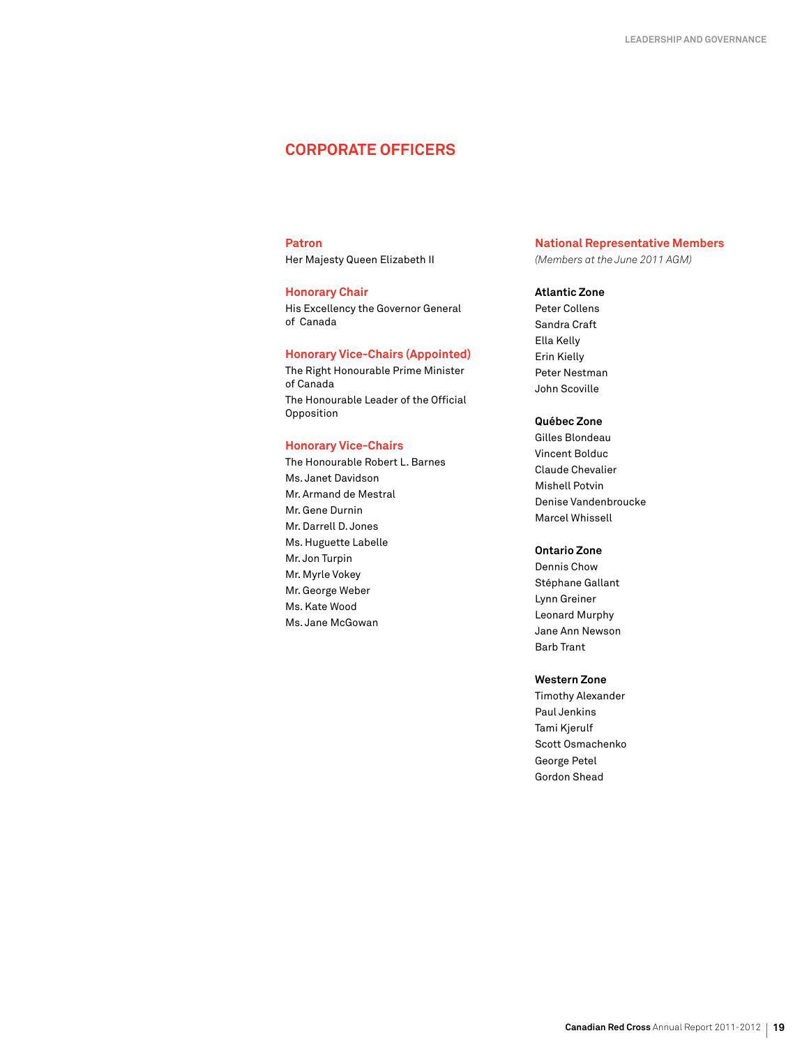# CORPORATE OFFICERS

## Patron

Her Majesty Queen Elizabeth II

## Honorary Chair

His Excellency the Governor General of Canada

## Honorary Vice-Chairs (Appointed)

The Right Honourable Prime Minister of Canada

The Honourable Leader of the Official Opposition

## Honorary Vice-Chairs

The Honourable Robert L. Barnes
Ms. Janet Davidson
Mr. Armand de Mestral
Mr. Gene Durnin
Mr. Darrell D. Jones
Ms. Huguette Labelle
Mr. Jon Turpin
Mr. Myrle Vokey
Mr. George Weber
Ms. Kate Wood
Ms. Jane McGowan

## National Representative Members

*(Members at the June 2011 AGM)*

**Atlantic Zone**

Peter Collens
Sandra Craft
Ella Kelly
Erin Kielly
Peter Nestman
John Scoville

**Québec Zone**

Gilles Blondeau
Vincent Bolduc
Claude Chevalier
Mishell Potvin
Denise Vandenbroucke
Marcel Whissell

**Ontario Zone**

Dennis Chow
Stéphane Gallant
Lynn Greiner
Leonard Murphy
Jane Ann Newson
Barb Trant

**Western Zone**

Timothy Alexander
Paul Jenkins
Tami Kjerulf
Scott Osmachenko
George Petel
Gordon Shead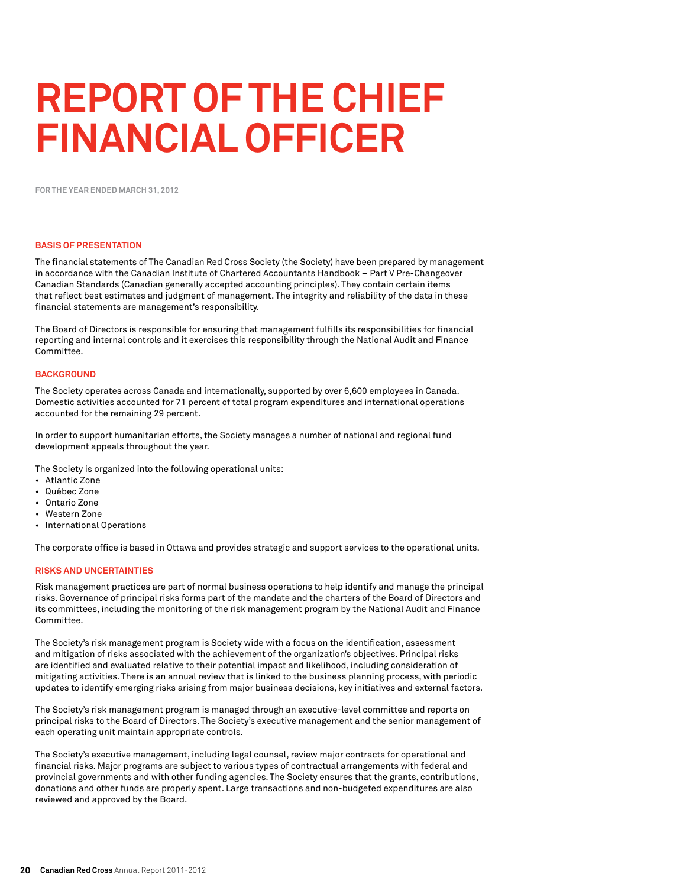# REPORT OF THE CHIEF FINANCIAL OFFICER

FOR THE YEAR ENDED MARCH 31, 2012

### BASIS OF PRESENTATION

The financial statements of The Canadian Red Cross Society (the Society) have been prepared by management in accordance with the Canadian Institute of Chartered Accountants Handbook – Part V Pre-Changeover Canadian Standards (Canadian generally accepted accounting principles). They contain certain items that reflect best estimates and judgment of management. The integrity and reliability of the data in these financial statements are management's responsibility.

The Board of Directors is responsible for ensuring that management fulfills its responsibilities for financial reporting and internal controls and it exercises this responsibility through the National Audit and Finance Committee.

### BACKGROUND

The Society operates across Canada and internationally, supported by over 6,600 employees in Canada. Domestic activities accounted for 71 percent of total program expenditures and international operations accounted for the remaining 29 percent.

In order to support humanitarian efforts, the Society manages a number of national and regional fund development appeals throughout the year.

The Society is organized into the following operational units:

- Atlantic Zone
- Québec Zone
- Ontario Zone
- Western Zone
- International Operations

The corporate office is based in Ottawa and provides strategic and support services to the operational units.

### RISKS AND UNCERTAINTIES

Risk management practices are part of normal business operations to help identify and manage the principal risks. Governance of principal risks forms part of the mandate and the charters of the Board of Directors and its committees, including the monitoring of the risk management program by the National Audit and Finance Committee.

The Society's risk management program is Society wide with a focus on the identification, assessment and mitigation of risks associated with the achievement of the organization's objectives. Principal risks are identified and evaluated relative to their potential impact and likelihood, including consideration of mitigating activities. There is an annual review that is linked to the business planning process, with periodic updates to identify emerging risks arising from major business decisions, key initiatives and external factors.

The Society's risk management program is managed through an executive-level committee and reports on principal risks to the Board of Directors. The Society's executive management and the senior management of each operating unit maintain appropriate controls.

The Society's executive management, including legal counsel, review major contracts for operational and financial risks. Major programs are subject to various types of contractual arrangements with federal and provincial governments and with other funding agencies. The Society ensures that the grants, contributions, donations and other funds are properly spent. Large transactions and non-budgeted expenditures are also reviewed and approved by the Board.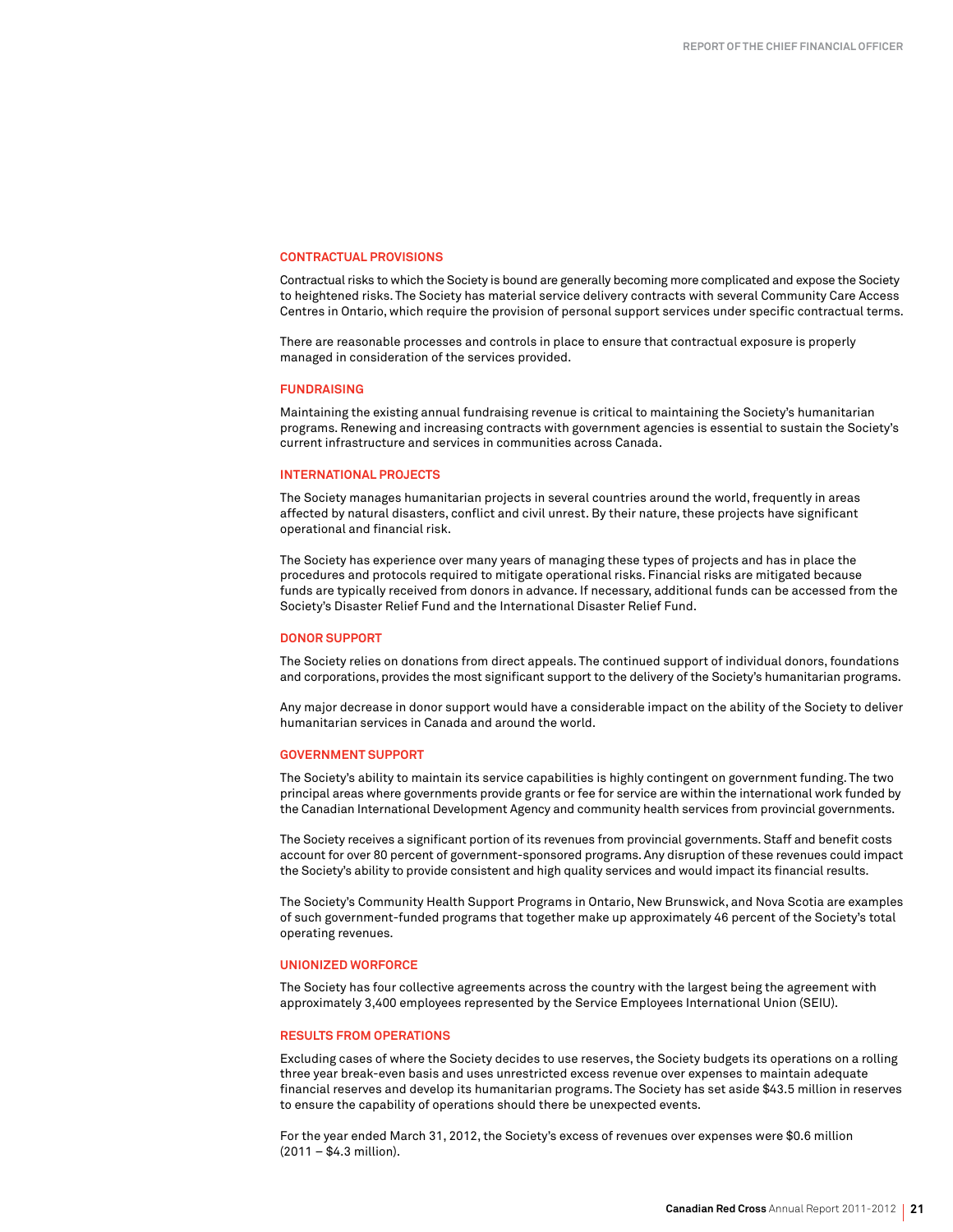### CONTRACTUAL PROVISIONS

Contractual risks to which the Society is bound are generally becoming more complicated and expose the Society to heightened risks. The Society has material service delivery contracts with several Community Care Access Centres in Ontario, which require the provision of personal support services under specific contractual terms.

There are reasonable processes and controls in place to ensure that contractual exposure is properly managed in consideration of the services provided.

### FUNDRAISING

Maintaining the existing annual fundraising revenue is critical to maintaining the Society's humanitarian programs. Renewing and increasing contracts with government agencies is essential to sustain the Society's current infrastructure and services in communities across Canada.

### INTERNATIONAL PROJECTS

The Society manages humanitarian projects in several countries around the world, frequently in areas affected by natural disasters, conflict and civil unrest. By their nature, these projects have significant operational and financial risk.

The Society has experience over many years of managing these types of projects and has in place the procedures and protocols required to mitigate operational risks. Financial risks are mitigated because funds are typically received from donors in advance. If necessary, additional funds can be accessed from the Society's Disaster Relief Fund and the International Disaster Relief Fund.

### DONOR SUPPORT

The Society relies on donations from direct appeals. The continued support of individual donors, foundations and corporations, provides the most significant support to the delivery of the Society's humanitarian programs.

Any major decrease in donor support would have a considerable impact on the ability of the Society to deliver humanitarian services in Canada and around the world.

### GOVERNMENT SUPPORT

The Society's ability to maintain its service capabilities is highly contingent on government funding. The two principal areas where governments provide grants or fee for service are within the international work funded by the Canadian International Development Agency and community health services from provincial governments.

The Society receives a significant portion of its revenues from provincial governments. Staff and benefit costs account for over 80 percent of government-sponsored programs. Any disruption of these revenues could impact the Society's ability to provide consistent and high quality services and would impact its financial results.

The Society's Community Health Support Programs in Ontario, New Brunswick, and Nova Scotia are examples of such government-funded programs that together make up approximately 46 percent of the Society's total operating revenues.

### UNIONIZED WORFORCE

The Society has four collective agreements across the country with the largest being the agreement with approximately 3,400 employees represented by the Service Employees International Union (SEIU).

### RESULTS FROM OPERATIONS

Excluding cases of where the Society decides to use reserves, the Society budgets its operations on a rolling three year break-even basis and uses unrestricted excess revenue over expenses to maintain adequate financial reserves and develop its humanitarian programs. The Society has set aside $43.5 million in reserves to ensure the capability of operations should there be unexpected events.

For the year ended March 31, 2012, the Society's excess of revenues over expenses were $0.6 million (2011 – $4.3 million).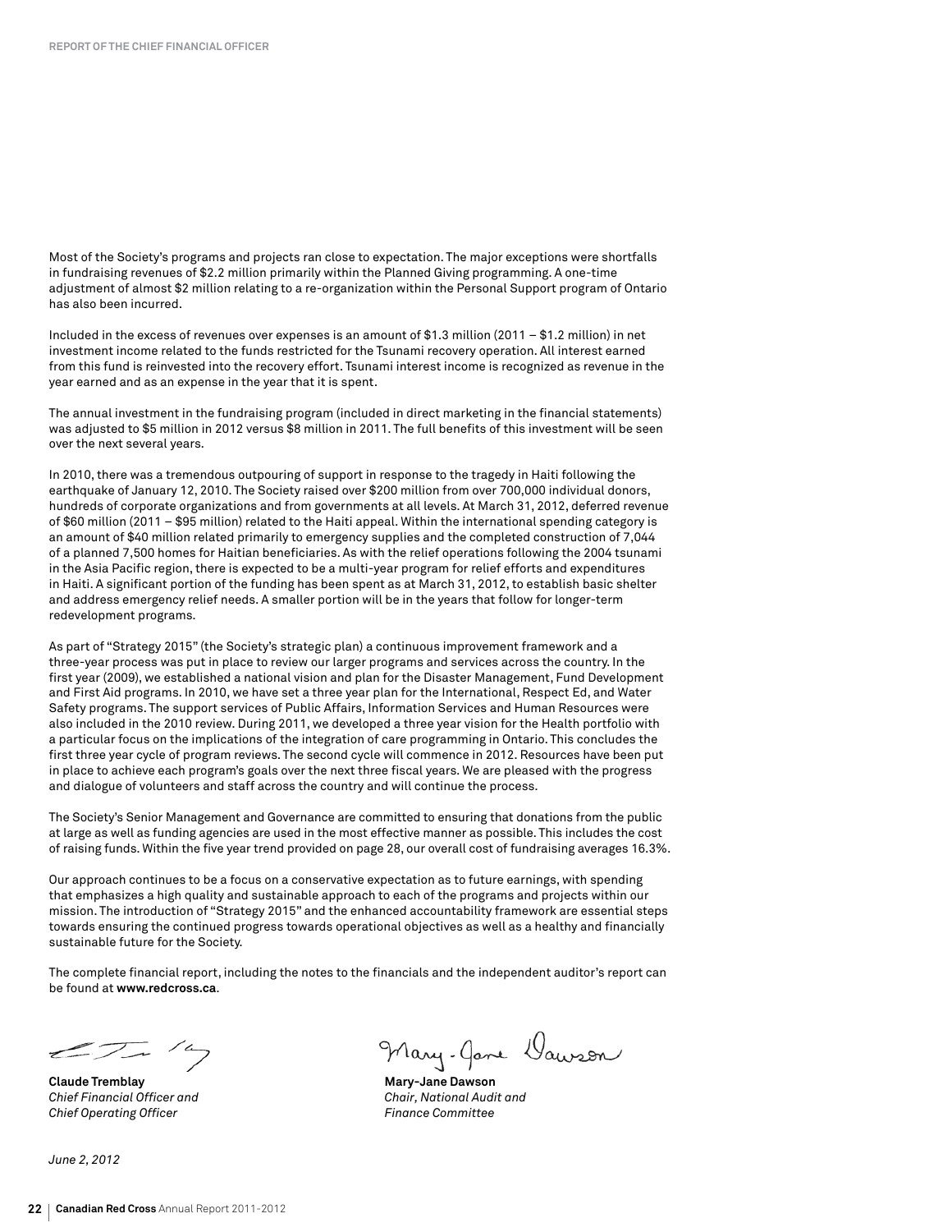Most of the Society's programs and projects ran close to expectation. The major exceptions were shortfalls in fundraising revenues of $2.2 million primarily within the Planned Giving programming. A one-time adjustment of almost $2 million relating to a re-organization within the Personal Support program of Ontario has also been incurred.

Included in the excess of revenues over expenses is an amount of $1.3 million (2011 – $1.2 million) in net investment income related to the funds restricted for the Tsunami recovery operation. All interest earned from this fund is reinvested into the recovery effort. Tsunami interest income is recognized as revenue in the year earned and as an expense in the year that it is spent.

The annual investment in the fundraising program (included in direct marketing in the financial statements) was adjusted to $5 million in 2012 versus $8 million in 2011. The full benefits of this investment will be seen over the next several years.

In 2010, there was a tremendous outpouring of support in response to the tragedy in Haiti following the earthquake of January 12, 2010. The Society raised over $200 million from over 700,000 individual donors, hundreds of corporate organizations and from governments at all levels. At March 31, 2012, deferred revenue of $60 million (2011 – $95 million) related to the Haiti appeal. Within the international spending category is an amount of $40 million related primarily to emergency supplies and the completed construction of 7,044 of a planned 7,500 homes for Haitian beneficiaries. As with the relief operations following the 2004 tsunami in the Asia Pacific region, there is expected to be a multi-year program for relief efforts and expenditures in Haiti. A significant portion of the funding has been spent as at March 31, 2012, to establish basic shelter and address emergency relief needs. A smaller portion will be in the years that follow for longer-term redevelopment programs.

As part of "Strategy 2015" (the Society's strategic plan) a continuous improvement framework and a three-year process was put in place to review our larger programs and services across the country. In the first year (2009), we established a national vision and plan for the Disaster Management, Fund Development and First Aid programs. In 2010, we have set a three year plan for the International, Respect Ed, and Water Safety programs. The support services of Public Affairs, Information Services and Human Resources were also included in the 2010 review. During 2011, we developed a three year vision for the Health portfolio with a particular focus on the implications of the integration of care programming in Ontario. This concludes the first three year cycle of program reviews. The second cycle will commence in 2012. Resources have been put in place to achieve each program's goals over the next three fiscal years. We are pleased with the progress and dialogue of volunteers and staff across the country and will continue the process.

The Society's Senior Management and Governance are committed to ensuring that donations from the public at large as well as funding agencies are used in the most effective manner as possible. This includes the cost of raising funds. Within the five year trend provided on page 28, our overall cost of fundraising averages 16.3%.

Our approach continues to be a focus on a conservative expectation as to future earnings, with spending that emphasizes a high quality and sustainable approach to each of the programs and projects within our mission. The introduction of "Strategy 2015" and the enhanced accountability framework are essential steps towards ensuring the continued progress towards operational objectives as well as a healthy and financially sustainable future for the Society.

The complete financial report, including the notes to the financials and the independent auditor's report can be found at **www.redcross.ca**.

**Claude Tremblay**
*Chief Financial Officer and*
*Chief Operating Officer*

**Mary-Jane Dawson**
*Chair, National Audit and*
*Finance Committee*

*June 2, 2012*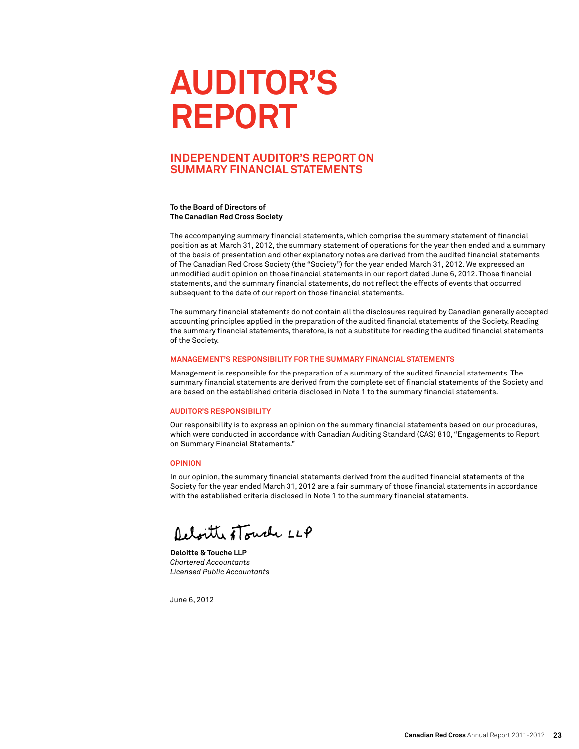# AUDITOR'S REPORT

## INDEPENDENT AUDITOR'S REPORT ON SUMMARY FINANCIAL STATEMENTS

**To the Board of Directors of**
**The Canadian Red Cross Society**

The accompanying summary financial statements, which comprise the summary statement of financial position as at March 31, 2012, the summary statement of operations for the year then ended and a summary of the basis of presentation and other explanatory notes are derived from the audited financial statements of The Canadian Red Cross Society (the "Society") for the year ended March 31, 2012. We expressed an unmodified audit opinion on those financial statements in our report dated June 6, 2012. Those financial statements, and the summary financial statements, do not reflect the effects of events that occurred subsequent to the date of our report on those financial statements.

The summary financial statements do not contain all the disclosures required by Canadian generally accepted accounting principles applied in the preparation of the audited financial statements of the Society. Reading the summary financial statements, therefore, is not a substitute for reading the audited financial statements of the Society.

### MANAGEMENT'S RESPONSIBILITY FOR THE SUMMARY FINANCIAL STATEMENTS

Management is responsible for the preparation of a summary of the audited financial statements. The summary financial statements are derived from the complete set of financial statements of the Society and are based on the established criteria disclosed in Note 1 to the summary financial statements.

### AUDITOR'S RESPONSIBILITY

Our responsibility is to express an opinion on the summary financial statements based on our procedures, which were conducted in accordance with Canadian Auditing Standard (CAS) 810, "Engagements to Report on Summary Financial Statements."

### OPINION

In our opinion, the summary financial statements derived from the audited financial statements of the Society for the year ended March 31, 2012 are a fair summary of those financial statements in accordance with the established criteria disclosed in Note 1 to the summary financial statements.

Deloitte & Touche LLP

**Deloitte & Touche LLP**
*Chartered Accountants*
*Licensed Public Accountants*

June 6, 2012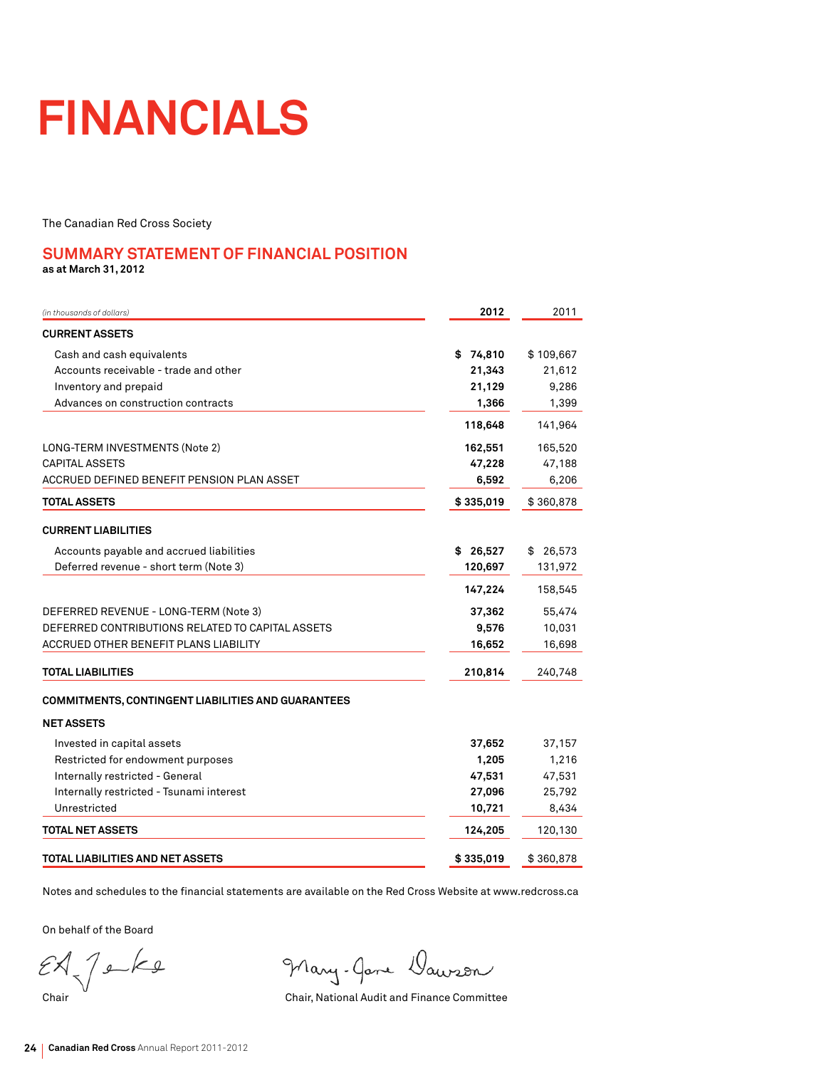# FINANCIALS

The Canadian Red Cross Society

## SUMMARY STATEMENT OF FINANCIAL POSITION

**as at March 31, 2012**

| *(in thousands of dollars)* | **2012** | 2011 |
|---|---|---|
| **CURRENT ASSETS** | | |
| Cash and cash equivalents | **$ 74,810** | $ 109,667 |
| Accounts receivable - trade and other | **21,343** | 21,612 |
| Inventory and prepaid | **21,129** | 9,286 |
| Advances on construction contracts | **1,366** | 1,399 |
| | **118,648** | 141,964 |
| LONG-TERM INVESTMENTS (Note 2) | **162,551** | 165,520 |
| CAPITAL ASSETS | **47,228** | 47,188 |
| ACCRUED DEFINED BENEFIT PENSION PLAN ASSET | **6,592** | 6,206 |
| **TOTAL ASSETS** | **$ 335,019** | $ 360,878 |
| **CURRENT LIABILITIES** | | |
| Accounts payable and accrued liabilities | **$ 26,527** | $ 26,573 |
| Deferred revenue - short term (Note 3) | **120,697** | 131,972 |
| | **147,224** | 158,545 |
| DEFERRED REVENUE - LONG-TERM (Note 3) | **37,362** | 55,474 |
| DEFERRED CONTRIBUTIONS RELATED TO CAPITAL ASSETS | **9,576** | 10,031 |
| ACCRUED OTHER BENEFIT PLANS LIABILITY | **16,652** | 16,698 |
| **TOTAL LIABILITIES** | **210,814** | 240,748 |
| **COMMITMENTS, CONTINGENT LIABILITIES AND GUARANTEES** | | |
| **NET ASSETS** | | |
| Invested in capital assets | **37,652** | 37,157 |
| Restricted for endowment purposes | **1,205** | 1,216 |
| Internally restricted - General | **47,531** | 47,531 |
| Internally restricted - Tsunami interest | **27,096** | 25,792 |
| Unrestricted | **10,721** | 8,434 |
| **TOTAL NET ASSETS** | **124,205** | 120,130 |
| **TOTAL LIABILITIES AND NET ASSETS** | **$ 335,019** | $ 360,878 |

Notes and schedules to the financial statements are available on the Red Cross Website at www.redcross.ca

On behalf of the Board

Chair

Chair, National Audit and Finance Committee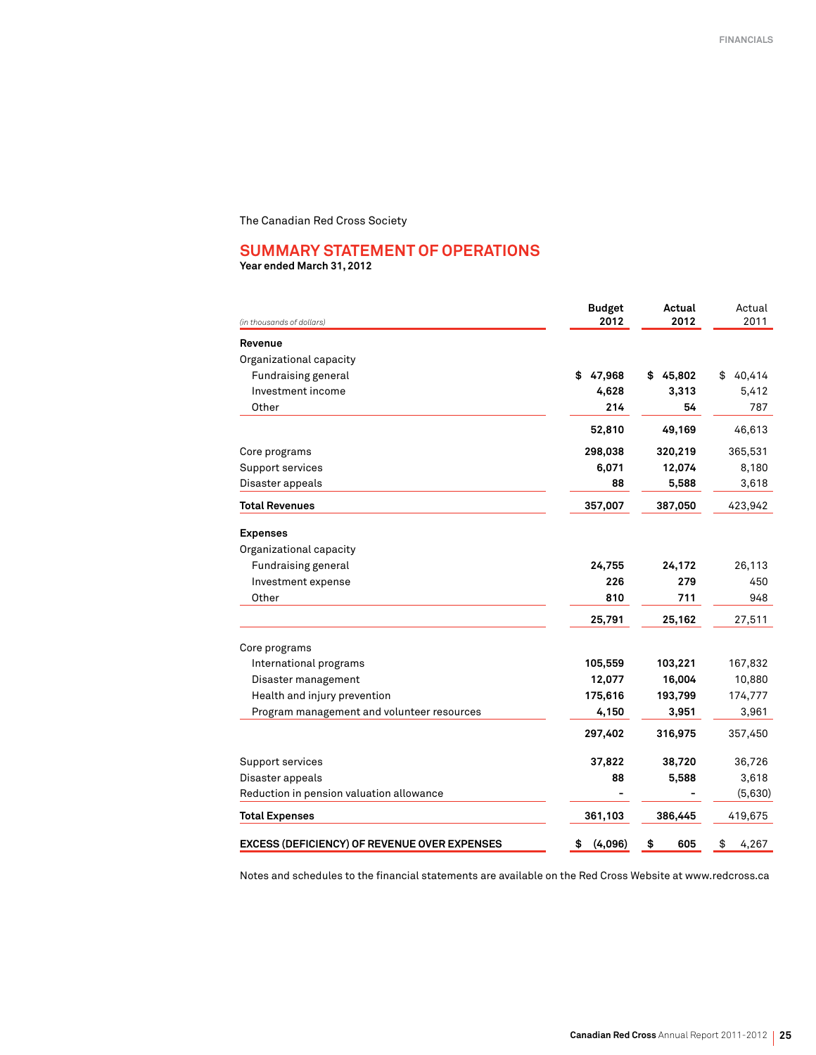The Canadian Red Cross Society

## SUMMARY STATEMENT OF OPERATIONS

**Year ended March 31, 2012**

| *(in thousands of dollars)* | Budget 2012 | Actual 2012 | Actual 2011 |
|---|---|---|---|
| **Revenue** | | | |
| Organizational capacity | | | |
| Fundraising general | $ 47,968 | $ 45,802 | $ 40,414 |
| Investment income | 4,628 | 3,313 | 5,412 |
| Other | 214 | 54 | 787 |
| | 52,810 | 49,169 | 46,613 |
| Core programs | 298,038 | 320,219 | 365,531 |
| Support services | 6,071 | 12,074 | 8,180 |
| Disaster appeals | 88 | 5,588 | 3,618 |
| **Total Revenues** | 357,007 | 387,050 | 423,942 |
| **Expenses** | | | |
| Organizational capacity | | | |
| Fundraising general | 24,755 | 24,172 | 26,113 |
| Investment expense | 226 | 279 | 450 |
| Other | 810 | 711 | 948 |
| | 25,791 | 25,162 | 27,511 |
| Core programs | | | |
| International programs | 105,559 | 103,221 | 167,832 |
| Disaster management | 12,077 | 16,004 | 10,880 |
| Health and injury prevention | 175,616 | 193,799 | 174,777 |
| Program management and volunteer resources | 4,150 | 3,951 | 3,961 |
| | 297,402 | 316,975 | 357,450 |
| Support services | 37,822 | 38,720 | 36,726 |
| Disaster appeals | 88 | 5,588 | 3,618 |
| Reduction in pension valuation allowance | - | - | (5,630) |
| **Total Expenses** | 361,103 | 386,445 | 419,675 |
| **EXCESS (DEFICIENCY) OF REVENUE OVER EXPENSES** | $ (4,096) | $ 605 | $ 4,267 |

Notes and schedules to the financial statements are available on the Red Cross Website at www.redcross.ca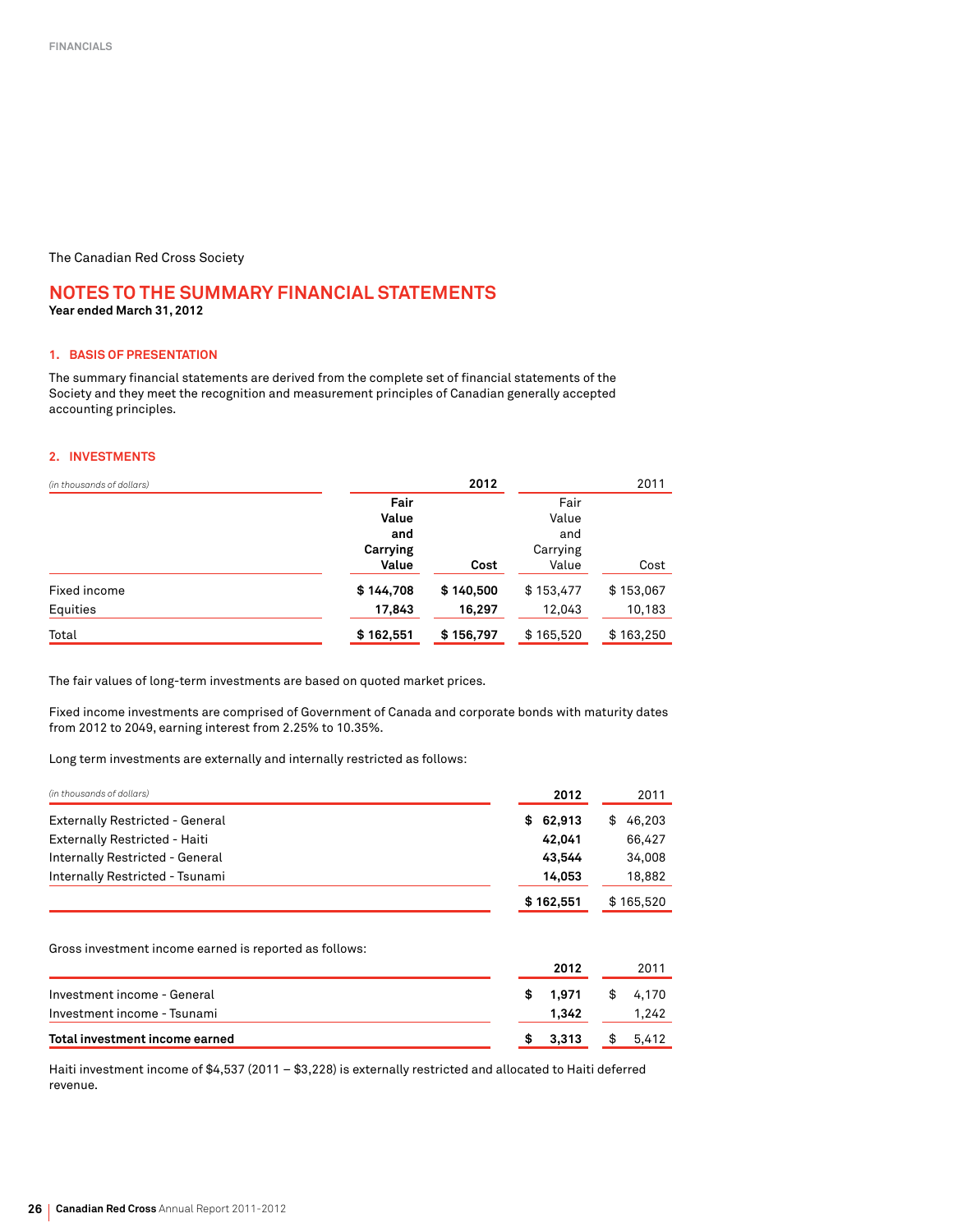The Canadian Red Cross Society

## NOTES TO THE SUMMARY FINANCIAL STATEMENTS

**Year ended March 31, 2012**

### 1. BASIS OF PRESENTATION

The summary financial statements are derived from the complete set of financial statements of the Society and they meet the recognition and measurement principles of Canadian generally accepted accounting principles.

### 2. INVESTMENTS

| *(in thousands of dollars)* | **2012** | | 2011 | |
|---|---|---|---|---|
| | **Fair Value and Carrying Value** | **Cost** | Fair Value and Carrying Value | Cost |
| Fixed income | **$ 144,708** | **$ 140,500** | $ 153,477 | $ 153,067 |
| Equities | **17,843** | **16,297** | 12,043 | 10,183 |
| Total | **$ 162,551** | **$ 156,797** | $ 165,520 | $ 163,250 |

The fair values of long-term investments are based on quoted market prices.

Fixed income investments are comprised of Government of Canada and corporate bonds with maturity dates from 2012 to 2049, earning interest from 2.25% to 10.35%.

Long term investments are externally and internally restricted as follows:

| *(in thousands of dollars)* | **2012** | 2011 |
|---|---|---|
| Externally Restricted - General | **$ 62,913** | $ 46,203 |
| Externally Restricted - Haiti | **42,041** | 66,427 |
| Internally Restricted - General | **43,544** | 34,008 |
| Internally Restricted - Tsunami | **14,053** | 18,882 |
| | **$ 162,551** | $ 165,520 |

Gross investment income earned is reported as follows:

| | **2012** | 2011 |
|---|---|---|
| Investment income - General | **$ 1,971** | $ 4,170 |
| Investment income - Tsunami | **1,342** | 1,242 |
| **Total investment income earned** | **$ 3,313** | $ 5,412 |

Haiti investment income of $4,537 (2011 – $3,228) is externally restricted and allocated to Haiti deferred revenue.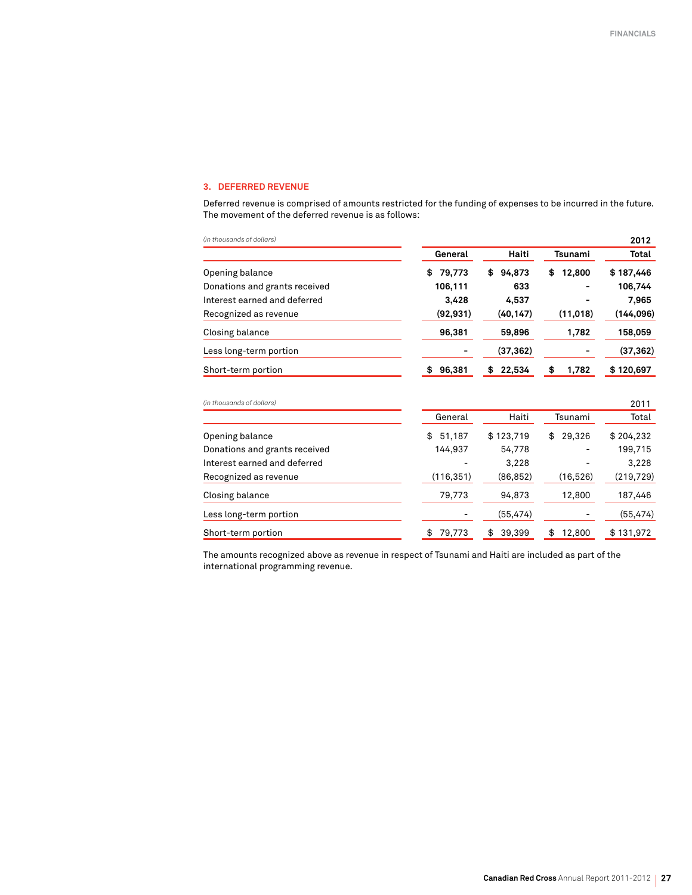### 3. DEFERRED REVENUE

Deferred revenue is comprised of amounts restricted for the funding of expenses to be incurred in the future. The movement of the deferred revenue is as follows:

*(in thousands of dollars)*

| 2012 | General | Haiti | Tsunami | Total |
|---|---|---|---|---|
| Opening balance | $ 79,773 | $ 94,873 | $ 12,800 | $ 187,446 |
| Donations and grants received | 106,111 | 633 | - | 106,744 |
| Interest earned and deferred | 3,428 | 4,537 | - | 7,965 |
| Recognized as revenue | (92,931) | (40,147) | (11,018) | (144,096) |
| Closing balance | 96,381 | 59,896 | 1,782 | 158,059 |
| Less long-term portion | - | (37,362) | - | (37,362) |
| Short-term portion | $ 96,381 | $ 22,534 | $ 1,782 | $ 120,697 |

*(in thousands of dollars)*

| 2011 | General | Haiti | Tsunami | Total |
|---|---|---|---|---|
| Opening balance | $ 51,187 | $ 123,719 | $ 29,326 | $ 204,232 |
| Donations and grants received | 144,937 | 54,778 | - | 199,715 |
| Interest earned and deferred | - | 3,228 | - | 3,228 |
| Recognized as revenue | (116,351) | (86,852) | (16,526) | (219,729) |
| Closing balance | 79,773 | 94,873 | 12,800 | 187,446 |
| Less long-term portion | - | (55,474) | - | (55,474) |
| Short-term portion | $ 79,773 | $ 39,399 | $ 12,800 | $ 131,972 |

The amounts recognized above as revenue in respect of Tsunami and Haiti are included as part of the international programming revenue.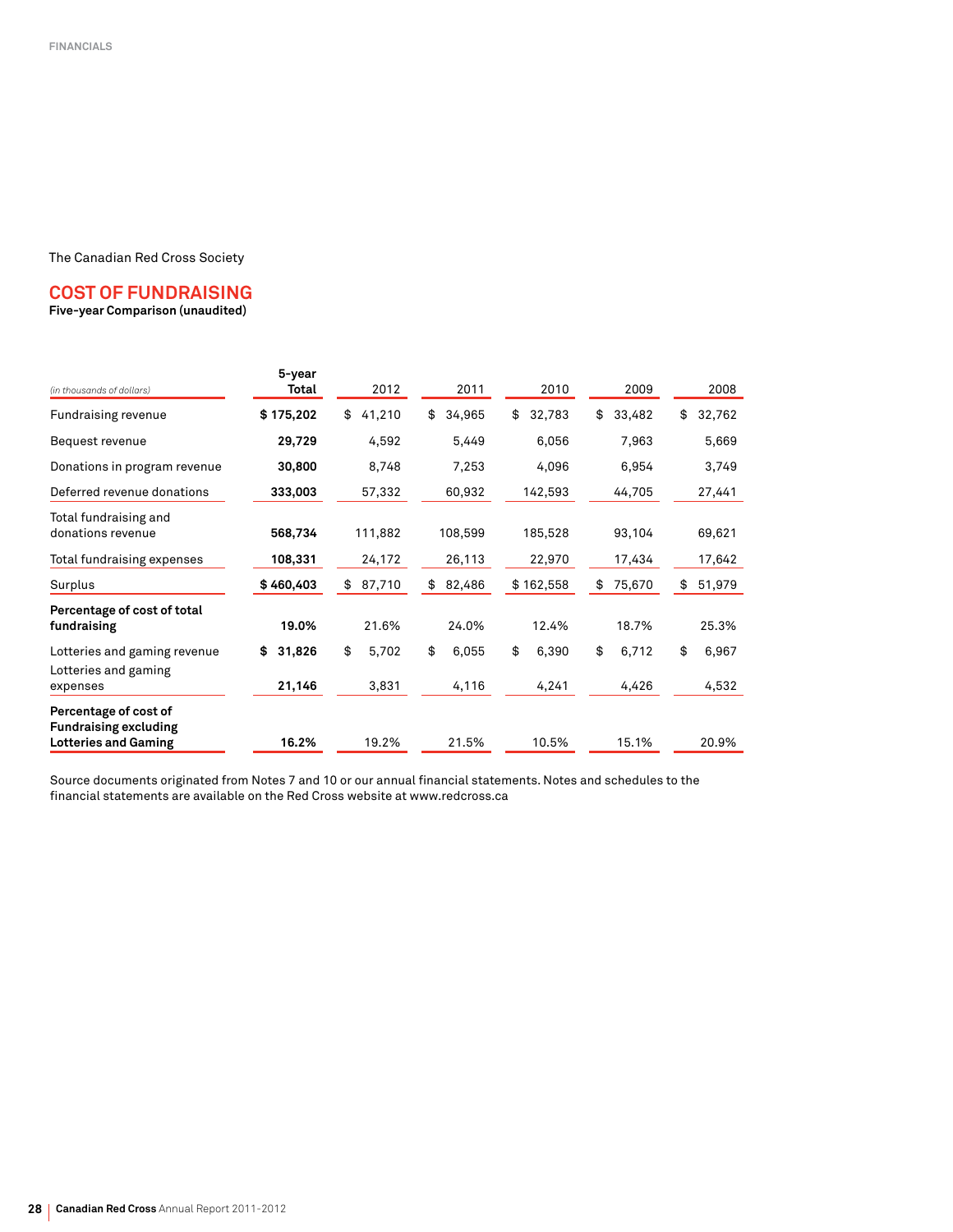The Canadian Red Cross Society

## COST OF FUNDRAISING

**Five-year Comparison (unaudited)**

| *(in thousands of dollars)* | **5-year Total** | 2012 | 2011 | 2010 | 2009 | 2008 |
|---|---|---|---|---|---|---|
| Fundraising revenue | **$ 175,202** | $ 41,210 | $ 34,965 | $ 32,783 | $ 33,482 | $ 32,762 |
| Bequest revenue | **29,729** | 4,592 | 5,449 | 6,056 | 7,963 | 5,669 |
| Donations in program revenue | **30,800** | 8,748 | 7,253 | 4,096 | 6,954 | 3,749 |
| Deferred revenue donations | **333,003** | 57,332 | 60,932 | 142,593 | 44,705 | 27,441 |
| Total fundraising and donations revenue | **568,734** | 111,882 | 108,599 | 185,528 | 93,104 | 69,621 |
| Total fundraising expenses | **108,331** | 24,172 | 26,113 | 22,970 | 17,434 | 17,642 |
| Surplus | **$ 460,403** | $ 87,710 | $ 82,486 | $ 162,558 | $ 75,670 | $ 51,979 |
| **Percentage of cost of total fundraising** | **19.0%** | 21.6% | 24.0% | 12.4% | 18.7% | 25.3% |
| Lotteries and gaming revenue | **$ 31,826** | $ 5,702 | $ 6,055 | $ 6,390 | $ 6,712 | $ 6,967 |
| Lotteries and gaming expenses | **21,146** | 3,831 | 4,116 | 4,241 | 4,426 | 4,532 |
| **Percentage of cost of Fundraising excluding Lotteries and Gaming** | **16.2%** | 19.2% | 21.5% | 10.5% | 15.1% | 20.9% |

Source documents originated from Notes 7 and 10 or our annual financial statements. Notes and schedules to the financial statements are available on the Red Cross website at www.redcross.ca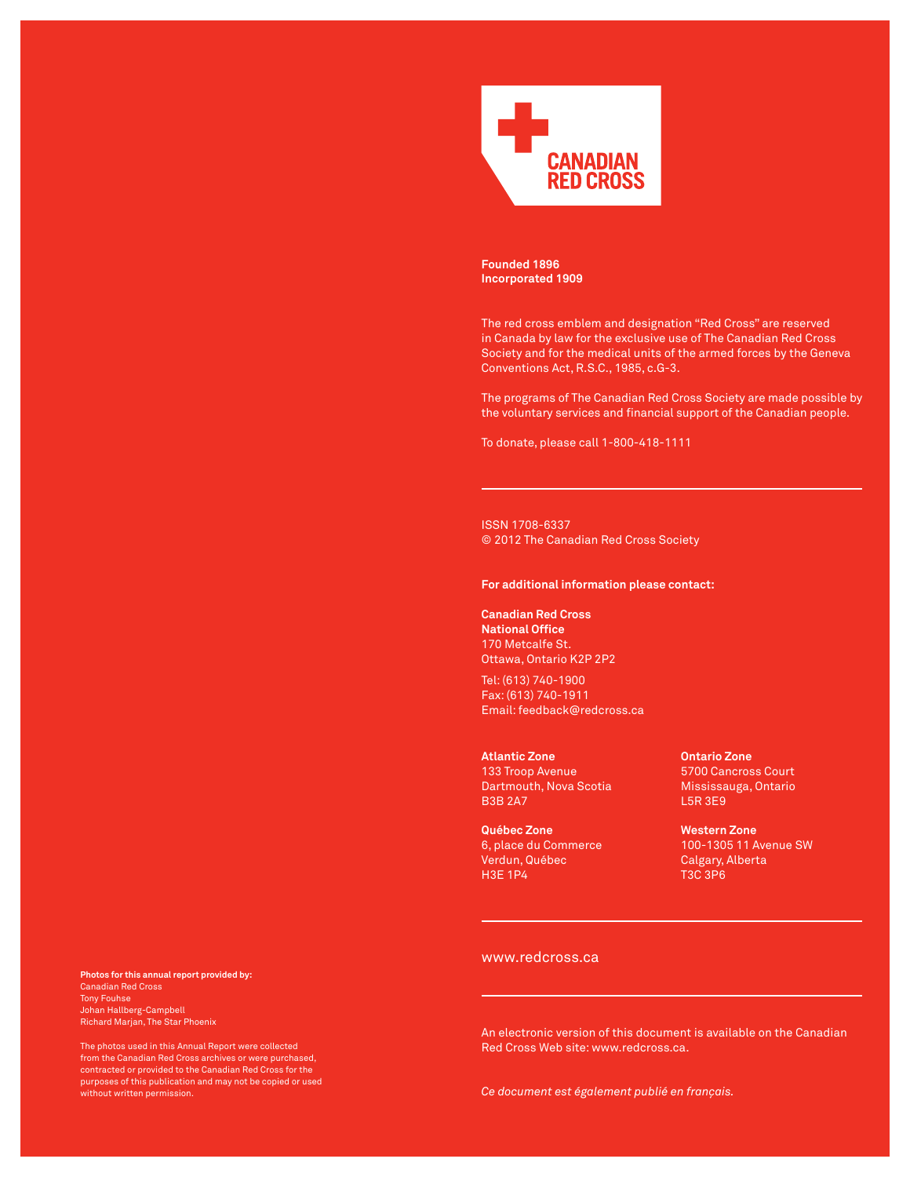CANADIAN RED CROSS

**Founded 1896**
**Incorporated 1909**

The red cross emblem and designation "Red Cross" are reserved in Canada by law for the exclusive use of The Canadian Red Cross Society and for the medical units of the armed forces by the Geneva Conventions Act, R.S.C., 1985, c.G-3.

The programs of The Canadian Red Cross Society are made possible by the voluntary services and financial support of the Canadian people.

To donate, please call 1-800-418-1111

---

ISSN 1708-6337
© 2012 The Canadian Red Cross Society

**For additional information please contact:**

**Canadian Red Cross**
**National Office**
170 Metcalfe St.
Ottawa, Ontario K2P 2P2

Tel: (613) 740-1900
Fax: (613) 740-1911
Email: feedback@redcross.ca

**Atlantic Zone**
133 Troop Avenue
Dartmouth, Nova Scotia
B3B 2A7

**Ontario Zone**
5700 Cancross Court
Mississauga, Ontario
L5R 3E9

**Québec Zone**
6, place du Commerce
Verdun, Québec
H3E 1P4

**Western Zone**
100-1305 11 Avenue SW
Calgary, Alberta
T3C 3P6

---

www.redcross.ca

---

An electronic version of this document is available on the Canadian Red Cross Web site: www.redcross.ca.

*Ce document est également publié en français.*

**Photos for this annual report provided by:**
Canadian Red Cross
Tony Fouhse
Johan Hallberg-Campbell
Richard Marjan, The Star Phoenix

The photos used in this Annual Report were collected from the Canadian Red Cross archives or were purchased, contracted or provided to the Canadian Red Cross for the purposes of this publication and may not be copied or used without written permission.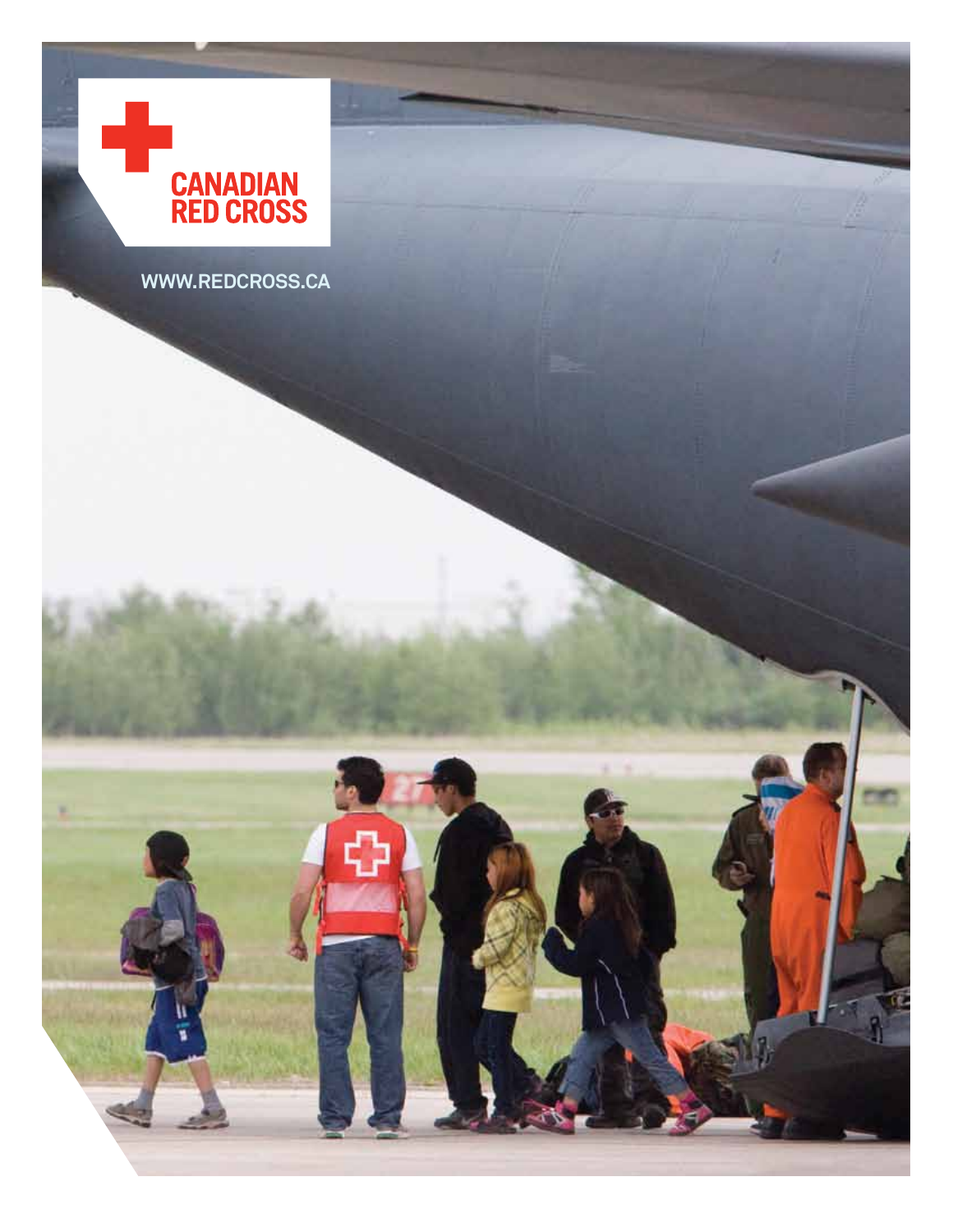CANADIAN RED CROSS

WWW.REDCROSS.CA